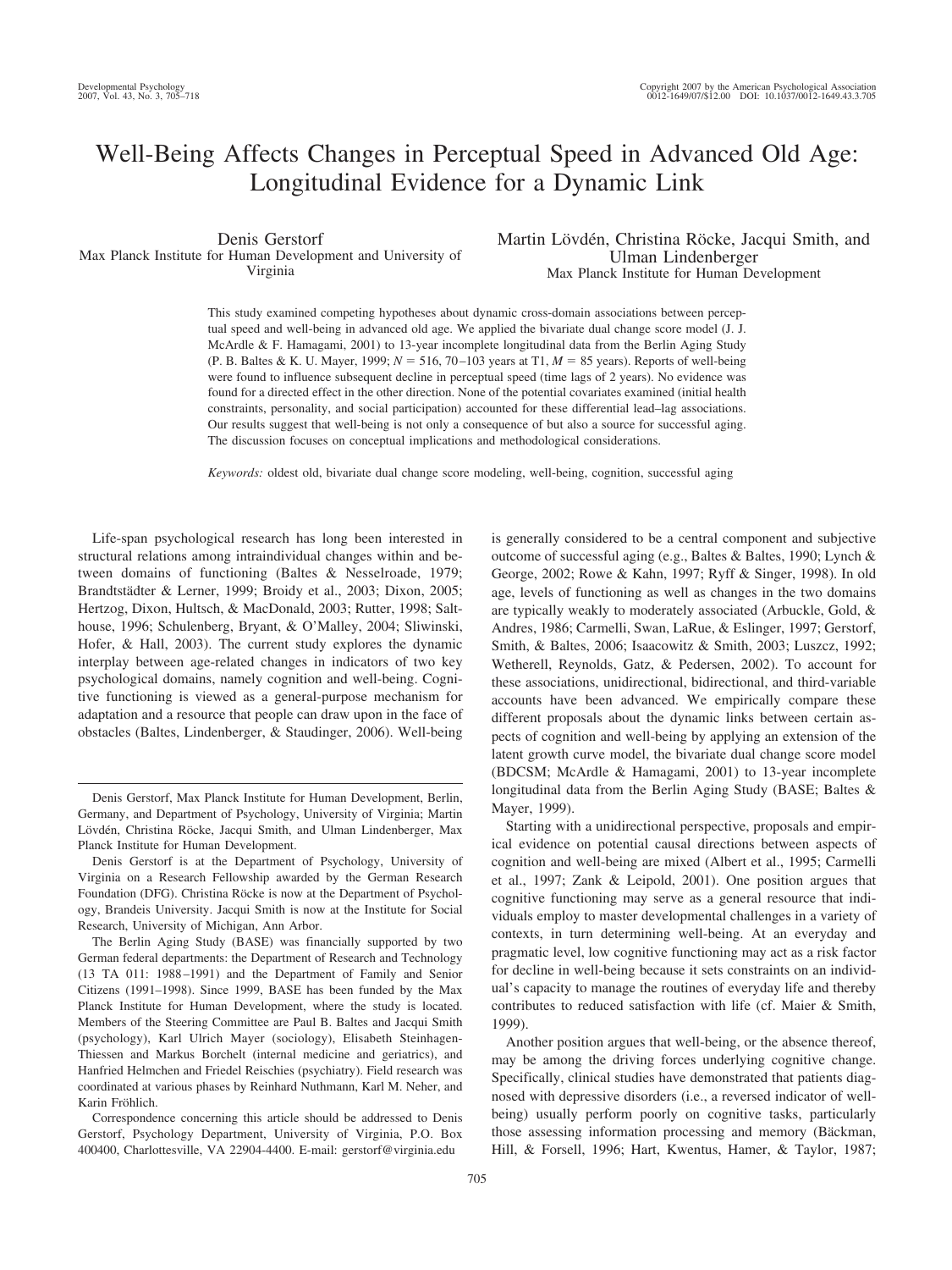# Well-Being Affects Changes in Perceptual Speed in Advanced Old Age: Longitudinal Evidence for a Dynamic Link

Denis Gerstorf
Max Planck Institute for Human Development and University of Virginia

Martin Lövdén, Christina Röcke, Jacqui Smith, and Ulman Lindenberger
Max Planck Institute for Human Development

This study examined competing hypotheses about dynamic cross-domain associations between perceptual speed and well-being in advanced old age. We applied the bivariate dual change score model (J. J. McArdle & F. Hamagami, 2001) to 13-year incomplete longitudinal data from the Berlin Aging Study (P. B. Baltes & K. U. Mayer, 1999; $N = 516$, 70–103 years at T1, $M = 85$ years). Reports of well-being were found to influence subsequent decline in perceptual speed (time lags of 2 years). No evidence was found for a directed effect in the other direction. None of the potential covariates examined (initial health constraints, personality, and social participation) accounted for these differential lead–lag associations. Our results suggest that well-being is not only a consequence of but also a source for successful aging. The discussion focuses on conceptual implications and methodological considerations.

*Keywords:* oldest old, bivariate dual change score modeling, well-being, cognition, successful aging

Life-span psychological research has long been interested in structural relations among intraindividual changes within and between domains of functioning (Baltes & Nesselroade, 1979; Brandtstädter & Lerner, 1999; Broidy et al., 2003; Dixon, 2005; Hertzog, Dixon, Hultsch, & MacDonald, 2003; Rutter, 1998; Salthouse, 1996; Schulenberg, Bryant, & O'Malley, 2004; Sliwinski, Hofer, & Hall, 2003). The current study explores the dynamic interplay between age-related changes in indicators of two key psychological domains, namely cognition and well-being. Cognitive functioning is viewed as a general-purpose mechanism for adaptation and a resource that people can draw upon in the face of obstacles (Baltes, Lindenberger, & Staudinger, 2006). Well-being is generally considered to be a central component and subjective outcome of successful aging (e.g., Baltes & Baltes, 1990; Lynch & George, 2002; Rowe & Kahn, 1997; Ryff & Singer, 1998). In old age, levels of functioning as well as changes in the two domains are typically weakly to moderately associated (Arbuckle, Gold, & Andres, 1986; Carmelli, Swan, LaRue, & Eslinger, 1997; Gerstorf, Smith, & Baltes, 2006; Isaacowitz & Smith, 2003; Luszcz, 1992; Wetherell, Reynolds, Gatz, & Pedersen, 2002). To account for these associations, unidirectional, bidirectional, and third-variable accounts have been advanced. We empirically compare these different proposals about the dynamic links between certain aspects of cognition and well-being by applying an extension of the latent growth curve model, the bivariate dual change score model (BDCSM; McArdle & Hamagami, 2001) to 13-year incomplete longitudinal data from the Berlin Aging Study (BASE; Baltes & Mayer, 1999).

Starting with a unidirectional perspective, proposals and empirical evidence on potential causal directions between aspects of cognition and well-being are mixed (Albert et al., 1995; Carmelli et al., 1997; Zank & Leipold, 2001). One position argues that cognitive functioning may serve as a general resource that individuals employ to master developmental challenges in a variety of contexts, in turn determining well-being. At an everyday and pragmatic level, low cognitive functioning may act as a risk factor for decline in well-being because it sets constraints on an individual's capacity to manage the routines of everyday life and thereby contributes to reduced satisfaction with life (cf. Maier & Smith, 1999).

Another position argues that well-being, or the absence thereof, may be among the driving forces underlying cognitive change. Specifically, clinical studies have demonstrated that patients diagnosed with depressive disorders (i.e., a reversed indicator of well-being) usually perform poorly on cognitive tasks, particularly those assessing information processing and memory (Bäckman, Hill, & Forsell, 1996; Hart, Kwentus, Hamer, & Taylor, 1987;

---

Denis Gerstorf, Max Planck Institute for Human Development, Berlin, Germany, and Department of Psychology, University of Virginia; Martin Lövdén, Christina Röcke, Jacqui Smith, and Ulman Lindenberger, Max Planck Institute for Human Development.

Denis Gerstorf is at the Department of Psychology, University of Virginia on a Research Fellowship awarded by the German Research Foundation (DFG). Christina Röcke is now at the Department of Psychology, Brandeis University. Jacqui Smith is now at the Institute for Social Research, University of Michigan, Ann Arbor.

The Berlin Aging Study (BASE) was financially supported by two German federal departments: the Department of Research and Technology (13 TA 011: 1988–1991) and the Department of Family and Senior Citizens (1991–1998). Since 1999, BASE has been funded by the Max Planck Institute for Human Development, where the study is located. Members of the Steering Committee are Paul B. Baltes and Jacqui Smith (psychology), Karl Ulrich Mayer (sociology), Elisabeth Steinhagen-Thiessen and Markus Borchelt (internal medicine and geriatrics), and Hanfried Helmchen and Friedel Reischies (psychiatry). Field research was coordinated at various phases by Reinhard Nuthmann, Karl M. Neher, and Karin Fröhlich.

Correspondence concerning this article should be addressed to Denis Gerstorf, Psychology Department, University of Virginia, P.O. Box 400400, Charlottesville, VA 22904-4400. E-mail: gerstorf@virginia.edu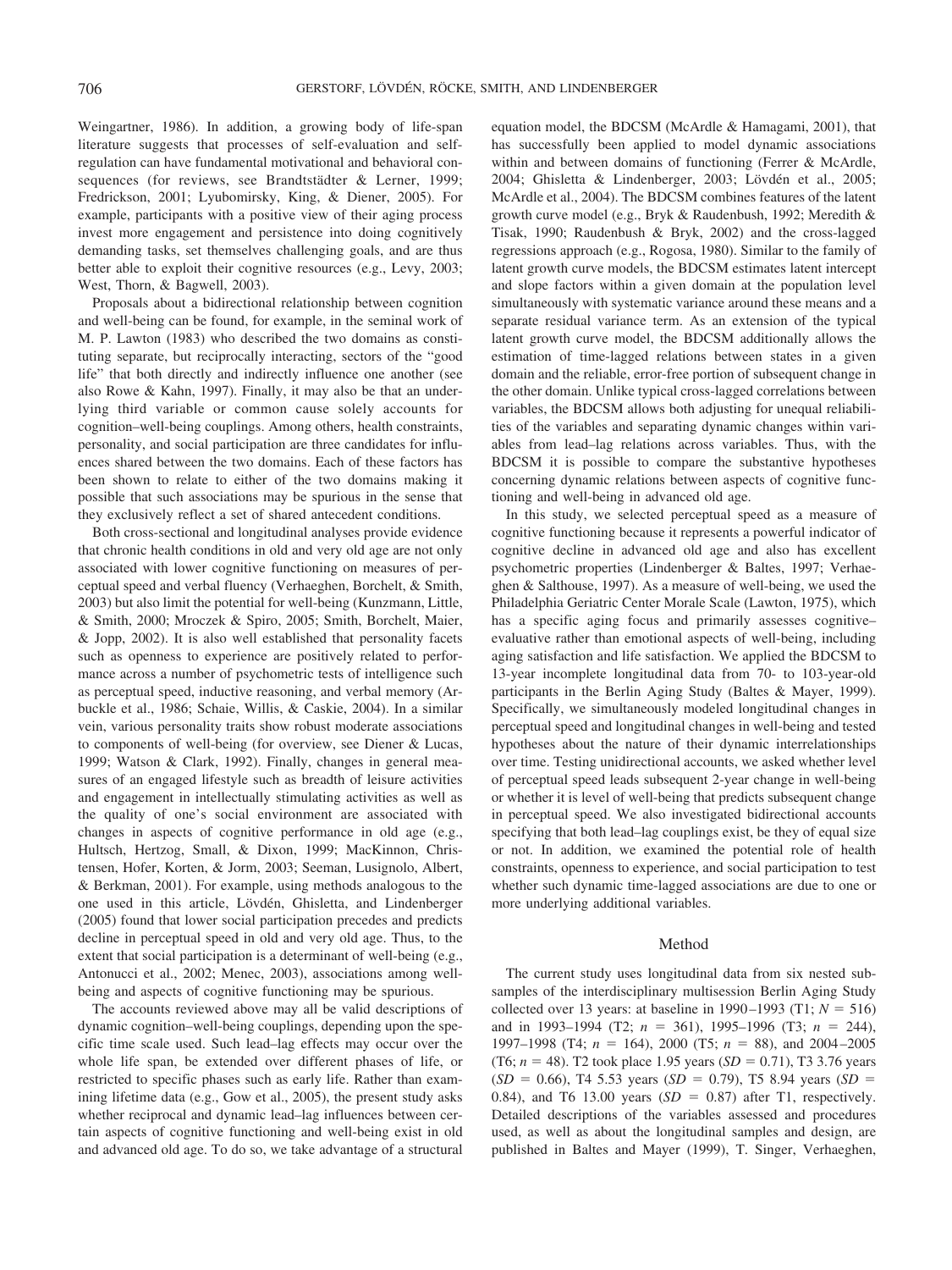Weingartner, 1986). In addition, a growing body of life-span literature suggests that processes of self-evaluation and self-regulation can have fundamental motivational and behavioral consequences (for reviews, see Brandtstädter & Lerner, 1999; Fredrickson, 2001; Lyubomirsky, King, & Diener, 2005). For example, participants with a positive view of their aging process invest more engagement and persistence into doing cognitively demanding tasks, set themselves challenging goals, and are thus better able to exploit their cognitive resources (e.g., Levy, 2003; West, Thorn, & Bagwell, 2003).

Proposals about a bidirectional relationship between cognition and well-being can be found, for example, in the seminal work of M. P. Lawton (1983) who described the two domains as constituting separate, but reciprocally interacting, sectors of the "good life" that both directly and indirectly influence one another (see also Rowe & Kahn, 1997). Finally, it may also be that an underlying third variable or common cause solely accounts for cognition–well-being couplings. Among others, health constraints, personality, and social participation are three candidates for influences shared between the two domains. Each of these factors has been shown to relate to either of the two domains making it possible that such associations may be spurious in the sense that they exclusively reflect a set of shared antecedent conditions.

Both cross-sectional and longitudinal analyses provide evidence that chronic health conditions in old and very old age are not only associated with lower cognitive functioning on measures of perceptual speed and verbal fluency (Verhaeghen, Borchelt, & Smith, 2003) but also limit the potential for well-being (Kunzmann, Little, & Smith, 2000; Mroczek & Spiro, 2005; Smith, Borchelt, Maier, & Jopp, 2002). It is also well established that personality facets such as openness to experience are positively related to performance across a number of psychometric tests of intelligence such as perceptual speed, inductive reasoning, and verbal memory (Arbuckle et al., 1986; Schaie, Willis, & Caskie, 2004). In a similar vein, various personality traits show robust moderate associations to components of well-being (for overview, see Diener & Lucas, 1999; Watson & Clark, 1992). Finally, changes in general measures of an engaged lifestyle such as breadth of leisure activities and engagement in intellectually stimulating activities as well as the quality of one's social environment are associated with changes in aspects of cognitive performance in old age (e.g., Hultsch, Hertzog, Small, & Dixon, 1999; MacKinnon, Christensen, Hofer, Korten, & Jorm, 2003; Seeman, Lusignolo, Albert, & Berkman, 2001). For example, using methods analogous to the one used in this article, Lövdén, Ghisletta, and Lindenberger (2005) found that lower social participation precedes and predicts decline in perceptual speed in old and very old age. Thus, to the extent that social participation is a determinant of well-being (e.g., Antonucci et al., 2002; Menec, 2003), associations among well-being and aspects of cognitive functioning may be spurious.

The accounts reviewed above may all be valid descriptions of dynamic cognition–well-being couplings, depending upon the specific time scale used. Such lead–lag effects may occur over the whole life span, be extended over different phases of life, or restricted to specific phases such as early life. Rather than examining lifetime data (e.g., Gow et al., 2005), the present study asks whether reciprocal and dynamic lead–lag influences between certain aspects of cognitive functioning and well-being exist in old and advanced old age. To do so, we take advantage of a structural equation model, the BDCSM (McArdle & Hamagami, 2001), that has successfully been applied to model dynamic associations within and between domains of functioning (Ferrer & McArdle, 2004; Ghisletta & Lindenberger, 2003; Lövdén et al., 2005; McArdle et al., 2004). The BDCSM combines features of the latent growth curve model (e.g., Bryk & Raudenbush, 1992; Meredith & Tisak, 1990; Raudenbush & Bryk, 2002) and the cross-lagged regressions approach (e.g., Rogosa, 1980). Similar to the family of latent growth curve models, the BDCSM estimates latent intercept and slope factors within a given domain at the population level simultaneously with systematic variance around these means and a separate residual variance term. As an extension of the typical latent growth curve model, the BDCSM additionally allows the estimation of time-lagged relations between states in a given domain and the reliable, error-free portion of subsequent change in the other domain. Unlike typical cross-lagged correlations between variables, the BDCSM allows both adjusting for unequal reliabilities of the variables and separating dynamic changes within variables from lead–lag relations across variables. Thus, with the BDCSM it is possible to compare the substantive hypotheses concerning dynamic relations between aspects of cognitive functioning and well-being in advanced old age.

In this study, we selected perceptual speed as a measure of cognitive functioning because it represents a powerful indicator of cognitive decline in advanced old age and also has excellent psychometric properties (Lindenberger & Baltes, 1997; Verhaeghen & Salthouse, 1997). As a measure of well-being, we used the Philadelphia Geriatric Center Morale Scale (Lawton, 1975), which has a specific aging focus and primarily assesses cognitive–evaluative rather than emotional aspects of well-being, including aging satisfaction and life satisfaction. We applied the BDCSM to 13-year incomplete longitudinal data from 70- to 103-year-old participants in the Berlin Aging Study (Baltes & Mayer, 1999). Specifically, we simultaneously modeled longitudinal changes in perceptual speed and longitudinal changes in well-being and tested hypotheses about the nature of their dynamic interrelationships over time. Testing unidirectional accounts, we asked whether level of perceptual speed leads subsequent 2-year change in well-being or whether it is level of well-being that predicts subsequent change in perceptual speed. We also investigated bidirectional accounts specifying that both lead–lag couplings exist, be they of equal size or not. In addition, we examined the potential role of health constraints, openness to experience, and social participation to test whether such dynamic time-lagged associations are due to one or more underlying additional variables.

## Method

The current study uses longitudinal data from six nested subsamples of the interdisciplinary multisession Berlin Aging Study collected over 13 years: at baseline in 1990–1993 (T1; $N = 516$) and in 1993–1994 (T2; $n = 361$), 1995–1996 (T3; $n = 244$), 1997–1998 (T4; $n = 164$), 2000 (T5; $n = 88$), and 2004–2005 (T6; $n = 48$). T2 took place 1.95 years ($SD = 0.71$), T3 3.76 years ($SD = 0.66$), T4 5.53 years ($SD = 0.79$), T5 8.94 years ($SD = 0.84$), and T6 13.00 years ($SD = 0.87$) after T1, respectively. Detailed descriptions of the variables assessed and procedures used, as well as about the longitudinal samples and design, are published in Baltes and Mayer (1999), T. Singer, Verhaeghen,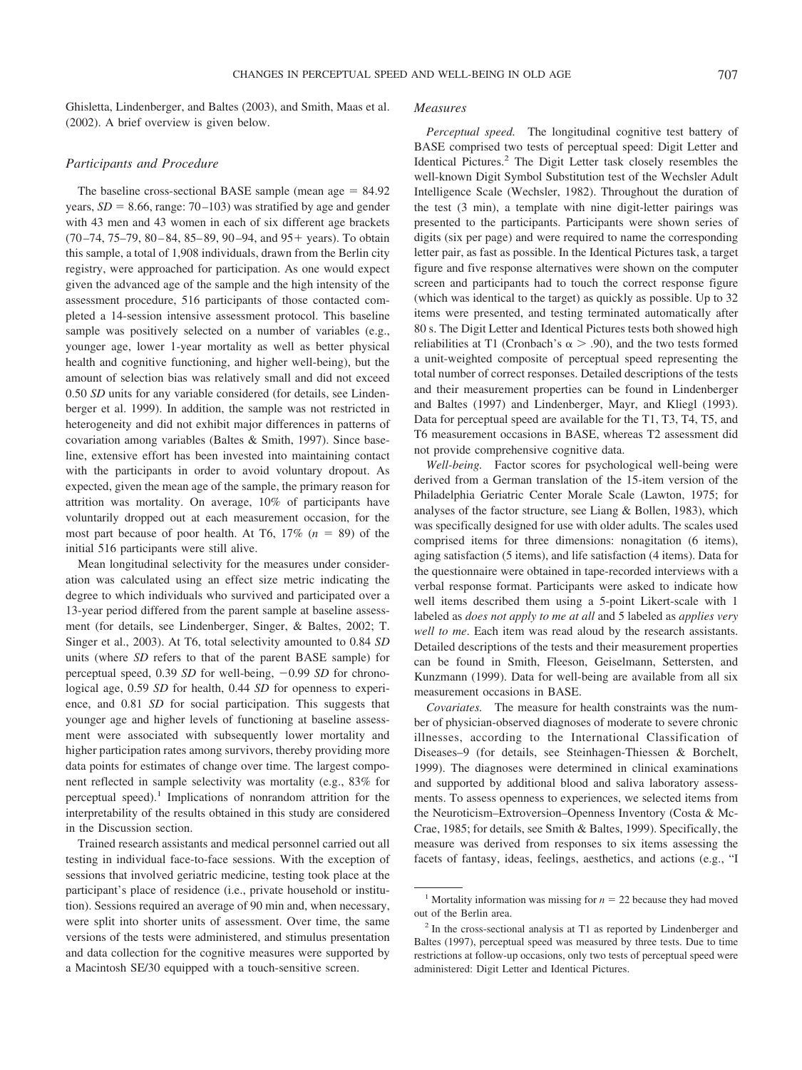Ghisletta, Lindenberger, and Baltes (2003), and Smith, Maas et al. (2002). A brief overview is given below.

### Participants and Procedure

The baseline cross-sectional BASE sample (mean age = 84.92 years, $SD = 8.66$, range: 70–103) was stratified by age and gender with 43 men and 43 women in each of six different age brackets (70–74, 75–79, 80–84, 85–89, 90–94, and 95+ years). To obtain this sample, a total of 1,908 individuals, drawn from the Berlin city registry, were approached for participation. As one would expect given the advanced age of the sample and the high intensity of the assessment procedure, 516 participants of those contacted completed a 14-session intensive assessment protocol. This baseline sample was positively selected on a number of variables (e.g., younger age, lower 1-year mortality as well as better physical health and cognitive functioning, and higher well-being), but the amount of selection bias was relatively small and did not exceed 0.50 *SD* units for any variable considered (for details, see Lindenberger et al. 1999). In addition, the sample was not restricted in heterogeneity and did not exhibit major differences in patterns of covariation among variables (Baltes & Smith, 1997). Since baseline, extensive effort has been invested into maintaining contact with the participants in order to avoid voluntary dropout. As expected, given the mean age of the sample, the primary reason for attrition was mortality. On average, 10% of participants have voluntarily dropped out at each measurement occasion, for the most part because of poor health. At T6, 17% ($n = 89$) of the initial 516 participants were still alive.

Mean longitudinal selectivity for the measures under consideration was calculated using an effect size metric indicating the degree to which individuals who survived and participated over a 13-year period differed from the parent sample at baseline assessment (for details, see Lindenberger, Singer, & Baltes, 2002; T. Singer et al., 2003). At T6, total selectivity amounted to 0.84 *SD* units (where *SD* refers to that of the parent BASE sample) for perceptual speed, 0.39 *SD* for well-being, −0.99 *SD* for chronological age, 0.59 *SD* for health, 0.44 *SD* for openness to experience, and 0.81 *SD* for social participation. This suggests that younger age and higher levels of functioning at baseline assessment were associated with subsequently lower mortality and higher participation rates among survivors, thereby providing more data points for estimates of change over time. The largest component reflected in sample selectivity was mortality (e.g., 83% for perceptual speed).[1] Implications of nonrandom attrition for the interpretability of the results obtained in this study are considered in the Discussion section.

Trained research assistants and medical personnel carried out all testing in individual face-to-face sessions. With the exception of sessions that involved geriatric medicine, testing took place at the participant's place of residence (i.e., private household or institution). Sessions required an average of 90 min and, when necessary, were split into shorter units of assessment. Over time, the same versions of the tests were administered, and stimulus presentation and data collection for the cognitive measures were supported by a Macintosh SE/30 equipped with a touch-sensitive screen.

### Measures

*Perceptual speed.* The longitudinal cognitive test battery of BASE comprised two tests of perceptual speed: Digit Letter and Identical Pictures.[2] The Digit Letter task closely resembles the well-known Digit Symbol Substitution test of the Wechsler Adult Intelligence Scale (Wechsler, 1982). Throughout the duration of the test (3 min), a template with nine digit-letter pairings was presented to the participants. Participants were shown series of digits (six per page) and were required to name the corresponding letter pair, as fast as possible. In the Identical Pictures task, a target figure and five response alternatives were shown on the computer screen and participants had to touch the correct response figure (which was identical to the target) as quickly as possible. Up to 32 items were presented, and testing terminated automatically after 80 s. The Digit Letter and Identical Pictures tests both showed high reliabilities at T1 (Cronbach's $\alpha > .90$), and the two tests formed a unit-weighted composite of perceptual speed representing the total number of correct responses. Detailed descriptions of the tests and their measurement properties can be found in Lindenberger and Baltes (1997) and Lindenberger, Mayr, and Kliegl (1993). Data for perceptual speed are available for the T1, T3, T4, T5, and T6 measurement occasions in BASE, whereas T2 assessment did not provide comprehensive cognitive data.

*Well-being.* Factor scores for psychological well-being were derived from a German translation of the 15-item version of the Philadelphia Geriatric Center Morale Scale (Lawton, 1975; for analyses of the factor structure, see Liang & Bollen, 1983), which was specifically designed for use with older adults. The scales used comprised items for three dimensions: nonagitation (6 items), aging satisfaction (5 items), and life satisfaction (4 items). Data for the questionnaire were obtained in tape-recorded interviews with a verbal response format. Participants were asked to indicate how well items described them using a 5-point Likert-scale with 1 labeled as *does not apply to me at all* and 5 labeled as *applies very well to me*. Each item was read aloud by the research assistants. Detailed descriptions of the tests and their measurement properties can be found in Smith, Fleeson, Geiselmann, Settersten, and Kunzmann (1999). Data for well-being are available from all six measurement occasions in BASE.

*Covariates.* The measure for health constraints was the number of physician-observed diagnoses of moderate to severe chronic illnesses, according to the International Classification of Diseases–9 (for details, see Steinhagen-Thiessen & Borchelt, 1999). The diagnoses were determined in clinical examinations and supported by additional blood and saliva laboratory assessments. To assess openness to experiences, we selected items from the Neuroticism–Extroversion–Openness Inventory (Costa & McCrae, 1985; for details, see Smith & Baltes, 1999). Specifically, the measure was derived from responses to six items assessing the facets of fantasy, ideas, feelings, aesthetics, and actions (e.g., "I

[1] Mortality information was missing for $n = 22$ because they had moved out of the Berlin area.

[2] In the cross-sectional analysis at T1 as reported by Lindenberger and Baltes (1997), perceptual speed was measured by three tests. Due to time restrictions at follow-up occasions, only two tests of perceptual speed were administered: Digit Letter and Identical Pictures.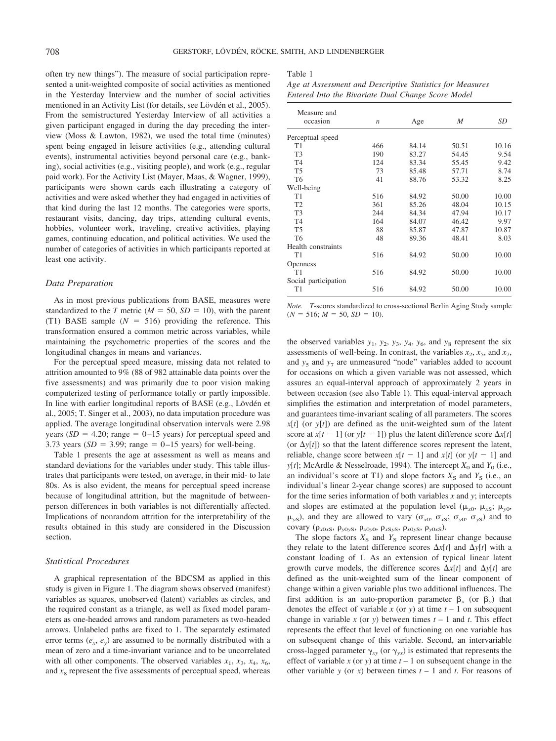often try new things"). The measure of social participation represented a unit-weighted composite of social activities as mentioned in the Yesterday Interview and the number of social activities mentioned in an Activity List (for details, see Lövdén et al., 2005). From the semistructured Yesterday Interview of all activities a given participant engaged in during the day preceding the interview (Moss & Lawton, 1982), we used the total time (minutes) spent being engaged in leisure activities (e.g., attending cultural events), instrumental activities beyond personal care (e.g., banking), social activities (e.g., visiting people), and work (e.g., regular paid work). For the Activity List (Mayer, Maas, & Wagner, 1999), participants were shown cards each illustrating a category of activities and were asked whether they had engaged in activities of that kind during the last 12 months. The categories were sports, restaurant visits, dancing, day trips, attending cultural events, hobbies, volunteer work, traveling, creative activities, playing games, continuing education, and political activities. We used the number of categories of activities in which participants reported at least one activity.

### Data Preparation

As in most previous publications from BASE, measures were standardized to the *T* metric ($M = 50$, $SD = 10$), with the parent (T1) BASE sample ($N = 516$) providing the reference. This transformation ensured a common metric across variables, while maintaining the psychometric properties of the scores and the longitudinal changes in means and variances.

For the perceptual speed measure, missing data not related to attrition amounted to 9% (88 of 982 attainable data points over the five assessments) and was primarily due to poor vision making computerized testing of performance totally or partly impossible. In line with earlier longitudinal reports of BASE (e.g., Lövdén et al., 2005; T. Singer et al., 2003), no data imputation procedure was applied. The average longitudinal observation intervals were 2.98 years ($SD = 4.20$; range = 0–15 years) for perceptual speed and 3.73 years ($SD = 3.99$; range = 0–15 years) for well-being.

Table 1 presents the age at assessment as well as means and standard deviations for the variables under study. This table illustrates that participants were tested, on average, in their mid- to late 80s. As is also evident, the means for perceptual speed increase because of longitudinal attrition, but the magnitude of between-person differences in both variables is not differentially affected. Implications of nonrandom attrition for the interpretability of the results obtained in this study are considered in the Discussion section.

### Statistical Procedures

A graphical representation of the BDCSM as applied in this study is given in Figure 1. The diagram shows observed (manifest) variables as squares, unobserved (latent) variables as circles, and the required constant as a triangle, as well as fixed model parameters as one-headed arrows and random parameters as two-headed arrows. Unlabeled paths are fixed to 1. The separately estimated error terms ($e_x$, $e_y$) are assumed to be normally distributed with a mean of zero and a time-invariant variance and to be uncorrelated with all other components. The observed variables $x_1$, $x_3$, $x_4$, $x_6$, and $x_8$ represent the five assessments of perceptual speed, whereas

Table 1
*Age at Assessment and Descriptive Statistics for Measures Entered Into the Bivariate Dual Change Score Model*

| Measure and occasion | *n* | Age | *M* | *SD* |
|---|---|---|---|---|
| Perceptual speed | | | | |
| T1 | 466 | 84.14 | 50.51 | 10.16 |
| T3 | 190 | 83.27 | 54.45 | 9.54 |
| T4 | 124 | 83.34 | 55.45 | 9.42 |
| T5 | 73 | 85.48 | 57.71 | 8.74 |
| T6 | 41 | 88.76 | 53.32 | 8.25 |
| Well-being | | | | |
| T1 | 516 | 84.92 | 50.00 | 10.00 |
| T2 | 361 | 85.26 | 48.04 | 10.15 |
| T3 | 244 | 84.34 | 47.94 | 10.17 |
| T4 | 164 | 84.07 | 46.42 | 9.97 |
| T5 | 88 | 85.87 | 47.87 | 10.87 |
| T6 | 48 | 89.36 | 48.41 | 8.03 |
| Health constraints | | | | |
| T1 | 516 | 84.92 | 50.00 | 10.00 |
| Openness | | | | |
| T1 | 516 | 84.92 | 50.00 | 10.00 |
| Social participation | | | | |
| T1 | 516 | 84.92 | 50.00 | 10.00 |

*Note.* *T*-scores standardized to cross-sectional Berlin Aging Study sample ($N = 516$; $M = 50$, $SD = 10$).

the observed variables $y_1$, $y_2$, $y_3$, $y_4$, $y_6$, and $y_8$ represent the six assessments of well-being. In contrast, the variables $x_2$, $x_5$, and $x_7$, and $y_5$ and $y_7$ are unmeasured "node" variables added to account for occasions on which a given variable was not assessed, which assures an equal-interval approach of approximately 2 years in between occasion (see also Table 1). This equal-interval approach simplifies the estimation and interpretation of model parameters, and guarantees time-invariant scaling of all parameters. The scores $x[t]$ (or $y[t]$) are defined as the unit-weighted sum of the latent score at $x[t-1]$ (or $y[t-1]$) plus the latent difference score $\Delta x[t]$ (or $\Delta y[t]$) so that the latent difference scores represent the latent, reliable, change score between $x[t-1]$ and $x[t]$ (or $y[t-1]$ and $y[t]$; McArdle & Nesselroade, 1994). The intercept $X_0$ and $Y_0$ (i.e., an individual's score at T1) and slope factors $X_S$ and $Y_S$ (i.e., an individual's linear 2-year change scores) are supposed to account for the time series information of both variables *x* and *y*; intercepts and slopes are estimated at the population level ($\mu_{x0}$, $\mu_{xS}$; $\mu_{y0}$, $\mu_{yS}$), and they are allowed to vary ($\sigma_{x0}$, $\sigma_{xS}$; $\sigma_{y0}$, $\sigma_{yS}$) and to covary ($\rho_{x0xS}$, $\rho_{y0yS}$, $\rho_{x0y0}$, $\rho_{xSyS}$, $\rho_{x0yS}$, $\rho_{y0xS}$).

The slope factors $X_S$ and $Y_S$ represent linear change because they relate to the latent difference scores $\Delta x[t]$ and $\Delta y[t]$ with a constant loading of 1. As an extension of typical linear latent growth curve models, the difference scores $\Delta x[t]$ and $\Delta y[t]$ are defined as the unit-weighted sum of the linear component of change within a given variable plus two additional influences. The first addition is an auto-proportion parameter $\beta_x$ (or $\beta_y$) that denotes the effect of variable *x* (or *y*) at time $t - 1$ on subsequent change in variable *x* (or *y*) between times $t - 1$ and *t*. This effect represents the effect that level of functioning on one variable has on subsequent change of this variable. Second, an intervariable cross-lagged parameter $\gamma_{xy}$ (or $\gamma_{yx}$) is estimated that represents the effect of variable *x* (or *y*) at time $t - 1$ on subsequent change in the other variable *y* (or *x*) between times $t - 1$ and *t*. For reasons of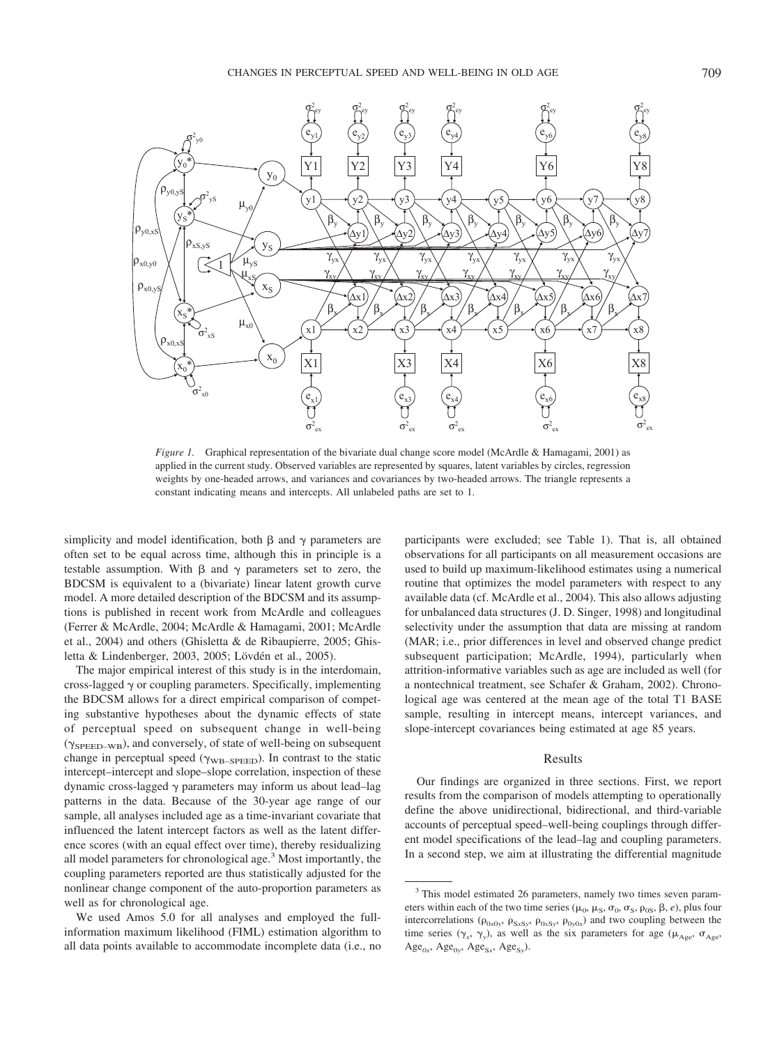*Figure 1.* Graphical representation of the bivariate dual change score model (McArdle & Hamagami, 2001) as applied in the current study. Observed variables are represented by squares, latent variables by circles, regression weights by one-headed arrows, and variances and covariances by two-headed arrows. The triangle represents a constant indicating means and intercepts. All unlabeled paths are set to 1.

simplicity and model identification, both $\beta$ and $\gamma$ parameters are often set to be equal across time, although this in principle is a testable assumption. With $\beta$ and $\gamma$ parameters set to zero, the BDCSM is equivalent to a (bivariate) linear latent growth curve model. A more detailed description of the BDCSM and its assumptions is published in recent work from McArdle and colleagues (Ferrer & McArdle, 2004; McArdle & Hamagami, 2001; McArdle et al., 2004) and others (Ghisletta & de Ribaupierre, 2005; Ghisletta & Lindenberger, 2003, 2005; Lövdén et al., 2005).

The major empirical interest of this study is in the interdomain, cross-lagged $\gamma$ or coupling parameters. Specifically, implementing the BDCSM allows for a direct empirical comparison of competing substantive hypotheses about the dynamic effects of state of perceptual speed on subsequent change in well-being ($\gamma_{\text{SPEED–WB}}$), and conversely, of state of well-being on subsequent change in perceptual speed ($\gamma_{\text{WB–SPEED}}$). In contrast to the static intercept–intercept and slope–slope correlation, inspection of these dynamic cross-lagged $\gamma$ parameters may inform us about lead–lag patterns in the data. Because of the 30-year age range of our sample, all analyses included age as a time-invariant covariate that influenced the latent intercept factors as well as the latent difference scores (with an equal effect over time), thereby residualizing all model parameters for chronological age.[3] Most importantly, the coupling parameters reported are thus statistically adjusted for the nonlinear change component of the auto-proportion parameters as well as for chronological age.

We used Amos 5.0 for all analyses and employed the full-information maximum likelihood (FIML) estimation algorithm to all data points available to accommodate incomplete data (i.e., no participants were excluded; see Table 1). That is, all obtained observations for all participants on all measurement occasions are used to build up maximum-likelihood estimates using a numerical routine that optimizes the model parameters with respect to any available data (cf. McArdle et al., 2004). This also allows adjusting for unbalanced data structures (J. D. Singer, 1998) and longitudinal selectivity under the assumption that data are missing at random (MAR; i.e., prior differences in level and observed change predict subsequent participation; McArdle, 1994), particularly when attrition-informative variables such as age are included as well (for a nontechnical treatment, see Schafer & Graham, 2002). Chronological age was centered at the mean age of the total T1 BASE sample, resulting in intercept means, intercept variances, and slope-intercept covariances being estimated at age 85 years.

## Results

Our findings are organized in three sections. First, we report results from the comparison of models attempting to operationally define the above unidirectional, bidirectional, and third-variable accounts of perceptual speed–well-being couplings through different model specifications of the lead–lag and coupling parameters. In a second step, we aim at illustrating the differential magnitude

---

[3] This model estimated 26 parameters, namely two times seven parameters within each of the two time series ($\mu_0$, $\mu_S$, $\sigma_0$, $\sigma_S$, $\rho_{0S}$, $\beta$, $e$), plus four intercorrelations ($\rho_{0x0y}$, $\rho_{SxSy}$, $\rho_{0xSy}$, $\rho_{0y0x}$) and two coupling between the time series ($\gamma_x$, $\gamma_y$), as well as the six parameters for age ($\mu_{Age}$, $\sigma_{Age}$, $Age_{0x}$, $Age_{0y}$, $Age_{Sx}$, $Age_{Sy}$).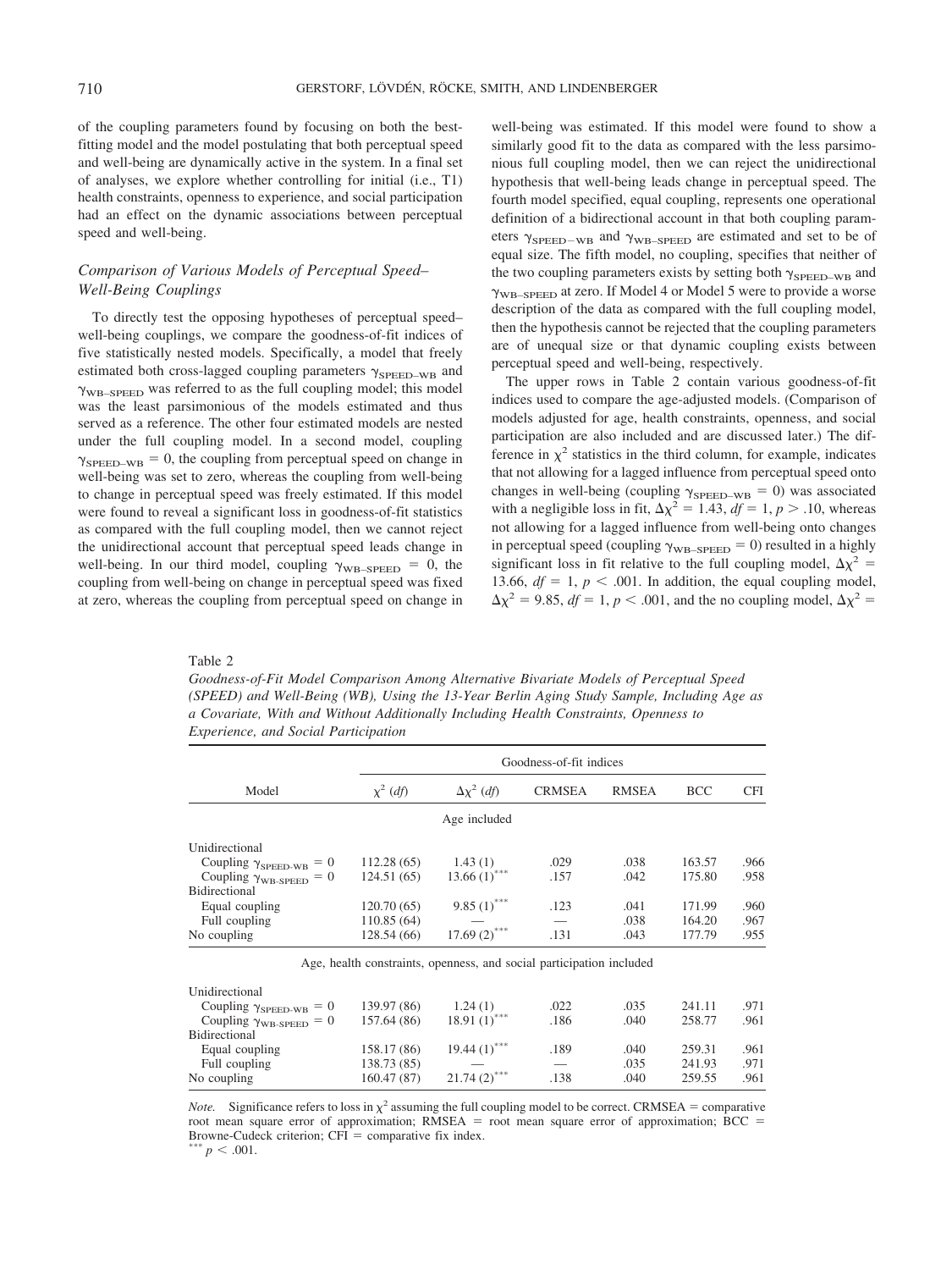of the coupling parameters found by focusing on both the best-fitting model and the model postulating that both perceptual speed and well-being are dynamically active in the system. In a final set of analyses, we explore whether controlling for initial (i.e., T1) health constraints, openness to experience, and social participation had an effect on the dynamic associations between perceptual speed and well-being.

### *Comparison of Various Models of Perceptual Speed–Well-Being Couplings*

To directly test the opposing hypotheses of perceptual speed–well-being couplings, we compare the goodness-of-fit indices of five statistically nested models. Specifically, a model that freely estimated both cross-lagged coupling parameters $\gamma_{SPEED-WB}$ and $\gamma_{WB-SPEED}$ was referred to as the full coupling model; this model was the least parsimonious of the models estimated and thus served as a reference. The other four estimated models are nested under the full coupling model. In a second model, coupling $\gamma_{SPEED-WB} = 0$, the coupling from perceptual speed on change in well-being was set to zero, whereas the coupling from well-being to change in perceptual speed was freely estimated. If this model were found to reveal a significant loss in goodness-of-fit statistics as compared with the full coupling model, then we cannot reject the unidirectional account that perceptual speed leads change in well-being. In our third model, coupling $\gamma_{WB-SPEED} = 0$, the coupling from well-being on change in perceptual speed was fixed at zero, whereas the coupling from perceptual speed on change in well-being was estimated. If this model were found to show a similarly good fit to the data as compared with the less parsimonious full coupling model, then we can reject the unidirectional hypothesis that well-being leads change in perceptual speed. The fourth model specified, equal coupling, represents one operational definition of a bidirectional account in that both coupling parameters $\gamma_{SPEED-WB}$ and $\gamma_{WB-SPEED}$ are estimated and set to be of equal size. The fifth model, no coupling, specifies that neither of the two coupling parameters exists by setting both $\gamma_{SPEED-WB}$ and $\gamma_{WB-SPEED}$ at zero. If Model 4 or Model 5 were to provide a worse description of the data as compared with the full coupling model, then the hypothesis cannot be rejected that the coupling parameters are of unequal size or that dynamic coupling exists between perceptual speed and well-being, respectively.

The upper rows in Table 2 contain various goodness-of-fit indices used to compare the age-adjusted models. (Comparison of models adjusted for age, health constraints, openness, and social participation are also included and are discussed later.) The difference in $\chi^2$ statistics in the third column, for example, indicates that not allowing for a lagged influence from perceptual speed onto changes in well-being (coupling $\gamma_{SPEED-WB} = 0$) was associated with a negligible loss in fit, $\Delta\chi^2 = 1.43$, $df = 1$, $p > .10$, whereas not allowing for a lagged influence from well-being onto changes in perceptual speed (coupling $\gamma_{WB-SPEED} = 0$) resulted in a highly significant loss in fit relative to the full coupling model, $\Delta\chi^2 = 13.66$, $df = 1$, $p < .001$. In addition, the equal coupling model, $\Delta\chi^2 = 9.85$, $df = 1$, $p < .001$, and the no coupling model, $\Delta\chi^2 =$

Table 2

*Goodness-of-Fit Model Comparison Among Alternative Bivariate Models of Perceptual Speed (SPEED) and Well-Being (WB), Using the 13-Year Berlin Aging Study Sample, Including Age as a Covariate, With and Without Additionally Including Health Constraints, Openness to Experience, and Social Participation*

| Model | $\chi^2$ (*df*) | $\Delta\chi^2$ (*df*) | CRMSEA | RMSEA | BCC | CFI |
|---|---|---|---|---|---|---|
| | Age included | | | | | |
| Unidirectional | | | | | | |
| Coupling $\gamma_{SPEED-WB} = 0$ | 112.28 (65) | 1.43 (1) | .029 | .038 | 163.57 | .966 |
| Coupling $\gamma_{WB-SPEED} = 0$ | 124.51 (65) | 13.66 (1)*** | .157 | .042 | 175.80 | .958 |
| Bidirectional | | | | | | |
| Equal coupling | 120.70 (65) | 9.85 (1)*** | .123 | .041 | 171.99 | .960 |
| Full coupling | 110.85 (64) | — | — | .038 | 164.20 | .967 |
| No coupling | 128.54 (66) | 17.69 (2)*** | .131 | .043 | 177.79 | .955 |
| | Age, health constraints, openness, and social participation included | | | | | |
| Unidirectional | | | | | | |
| Coupling $\gamma_{SPEED-WB} = 0$ | 139.97 (86) | 1.24 (1) | .022 | .035 | 241.11 | .971 |
| Coupling $\gamma_{WB-SPEED} = 0$ | 157.64 (86) | 18.91 (1)*** | .186 | .040 | 258.77 | .961 |
| Bidirectional | | | | | | |
| Equal coupling | 158.17 (86) | 19.44 (1)*** | .189 | .040 | 259.31 | .961 |
| Full coupling | 138.73 (85) | — | — | .035 | 241.93 | .971 |
| No coupling | 160.47 (87) | 21.74 (2)*** | .138 | .040 | 259.55 | .961 |

*Note.* Significance refers to loss in $\chi^2$ assuming the full coupling model to be correct. CRMSEA = comparative root mean square error of approximation; RMSEA = root mean square error of approximation; BCC = Browne-Cudeck criterion; CFI = comparative fix index.
*** $p < .001$.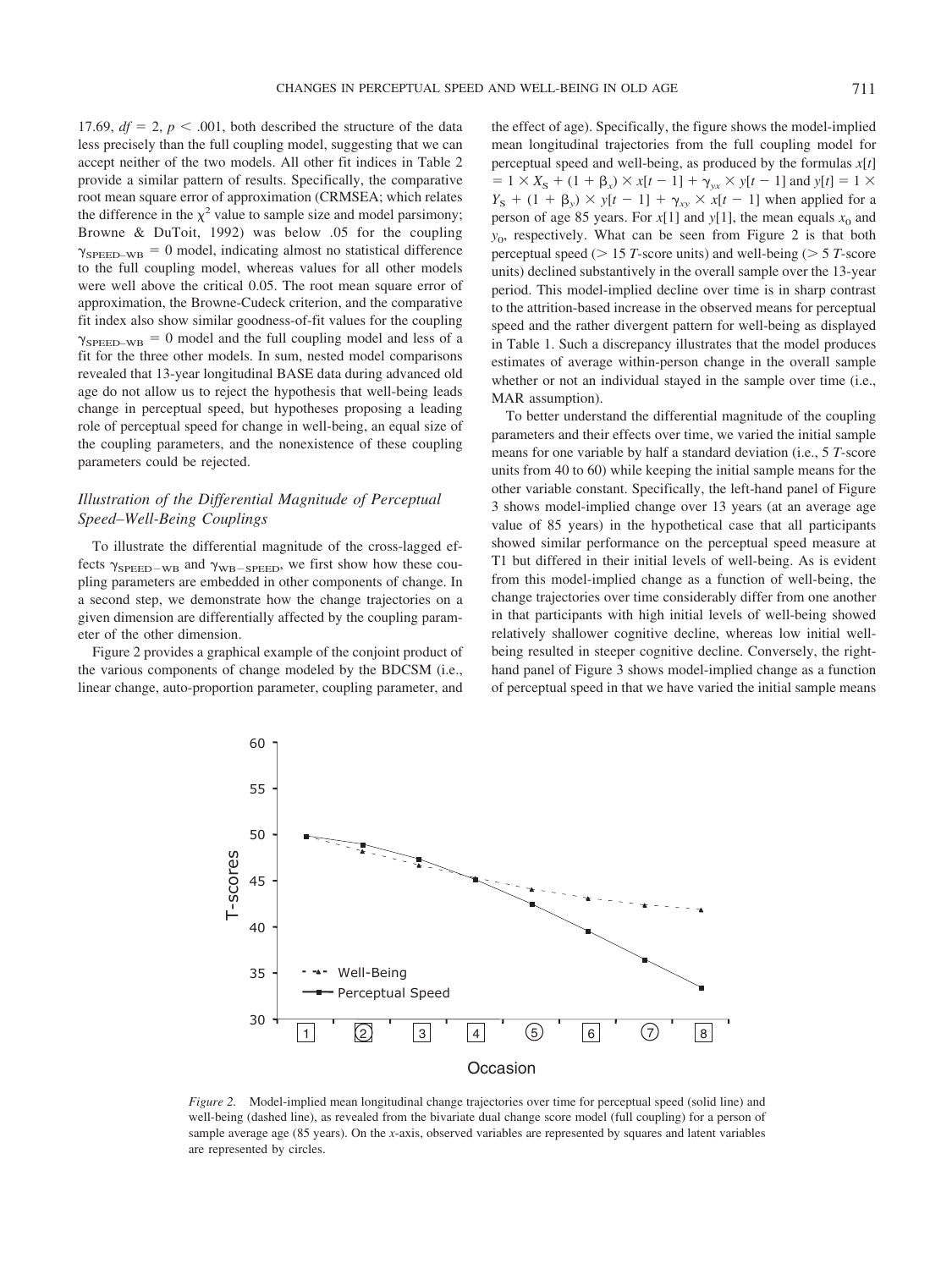17.69, $df = 2$, $p < .001$, both described the structure of the data less precisely than the full coupling model, suggesting that we can accept neither of the two models. All other fit indices in Table 2 provide a similar pattern of results. Specifically, the comparative root mean square error of approximation (CRMSEA; which relates the difference in the $\chi^2$ value to sample size and model parsimony; Browne & DuToit, 1992) was below .05 for the coupling $\gamma_{\text{SPEED–WB}} = 0$ model, indicating almost no statistical difference to the full coupling model, whereas values for all other models were well above the critical 0.05. The root mean square error of approximation, the Browne-Cudeck criterion, and the comparative fit index also show similar goodness-of-fit values for the coupling $\gamma_{\text{SPEED–WB}} = 0$ model and the full coupling model and less of a fit for the three other models. In sum, nested model comparisons revealed that 13-year longitudinal BASE data during advanced old age do not allow us to reject the hypothesis that well-being leads change in perceptual speed, but hypotheses proposing a leading role of perceptual speed for change in well-being, an equal size of the coupling parameters, and the nonexistence of these coupling parameters could be rejected.

### *Illustration of the Differential Magnitude of Perceptual Speed–Well-Being Couplings*

To illustrate the differential magnitude of the cross-lagged effects $\gamma_{\text{SPEED-WB}}$ and $\gamma_{\text{WB-SPEED}}$, we first show how these coupling parameters are embedded in other components of change. In a second step, we demonstrate how the change trajectories on a given dimension are differentially affected by the coupling parameter of the other dimension.

Figure 2 provides a graphical example of the conjoint product of the various components of change modeled by the BDCSM (i.e., linear change, auto-proportion parameter, coupling parameter, and the effect of age). Specifically, the figure shows the model-implied mean longitudinal trajectories from the full coupling model for perceptual speed and well-being, as produced by the formulas $x[t] = 1 \times X_S + (1 + \beta_x) \times x[t-1] + \gamma_{yx} \times y[t-1]$ and $y[t] = 1 \times Y_S + (1 + \beta_y) \times y[t-1] + \gamma_{xy} \times x[t-1]$ when applied for a person of age 85 years. For $x[1]$ and $y[1]$, the mean equals $x_0$ and $y_0$, respectively. What can be seen from Figure 2 is that both perceptual speed (> 15 *T*-score units) and well-being (> 5 *T*-score units) declined substantively in the overall sample over the 13-year period. This model-implied decline over time is in sharp contrast to the attrition-based increase in the observed means for perceptual speed and the rather divergent pattern for well-being as displayed in Table 1. Such a discrepancy illustrates that the model produces estimates of average within-person change in the overall sample whether or not an individual stayed in the sample over time (i.e., MAR assumption).

To better understand the differential magnitude of the coupling parameters and their effects over time, we varied the initial sample means for one variable by half a standard deviation (i.e., 5 *T*-score units from 40 to 60) while keeping the initial sample means for the other variable constant. Specifically, the left-hand panel of Figure 3 shows model-implied change over 13 years (at an average age value of 85 years) in the hypothetical case that all participants showed similar performance on the perceptual speed measure at T1 but differed in their initial levels of well-being. As is evident from this model-implied change as a function of well-being, the change trajectories over time considerably differ from one another in that participants with high initial levels of well-being showed relatively shallower cognitive decline, whereas low initial well-being resulted in steeper cognitive decline. Conversely, the right-hand panel of Figure 3 shows model-implied change as a function of perceptual speed in that we have varied the initial sample means

*Figure 2.* Model-implied mean longitudinal change trajectories over time for perceptual speed (solid line) and well-being (dashed line), as revealed from the bivariate dual change score model (full coupling) for a person of sample average age (85 years). On the *x*-axis, observed variables are represented by squares and latent variables are represented by circles.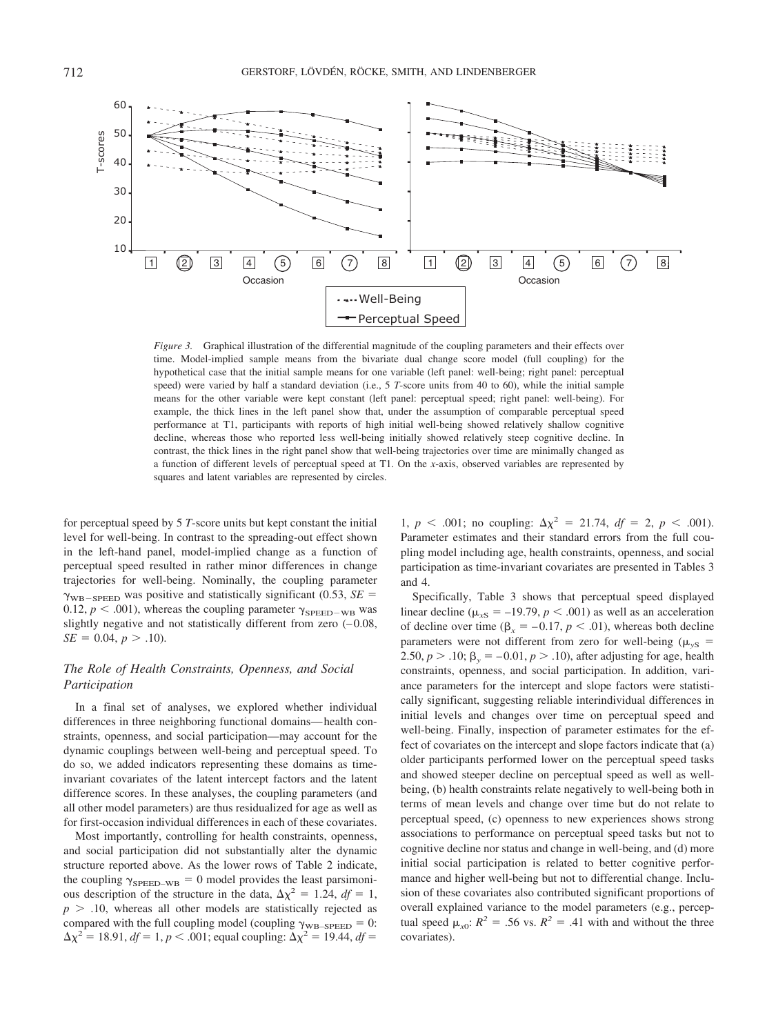*Figure 3.* Graphical illustration of the differential magnitude of the coupling parameters and their effects over time. Model-implied sample means from the bivariate dual change score model (full coupling) for the hypothetical case that the initial sample means for one variable (left panel: well-being; right panel: perceptual speed) were varied by half a standard deviation (i.e., 5 *T*-score units from 40 to 60), while the initial sample means for the other variable were kept constant (left panel: perceptual speed; right panel: well-being). For example, the thick lines in the left panel show that, under the assumption of comparable perceptual speed performance at T1, participants with reports of high initial well-being showed relatively shallow cognitive decline, whereas those who reported less well-being initially showed relatively steep cognitive decline. In contrast, the thick lines in the right panel show that well-being trajectories over time are minimally changed as a function of different levels of perceptual speed at T1. On the *x*-axis, observed variables are represented by squares and latent variables are represented by circles.

for perceptual speed by 5 *T*-score units but kept constant the initial level for well-being. In contrast to the spreading-out effect shown in the left-hand panel, model-implied change as a function of perceptual speed resulted in rather minor differences in change trajectories for well-being. Nominally, the coupling parameter $\gamma_{\text{WB-SPEED}}$ was positive and statistically significant (0.53, $SE = 0.12$, $p < .001$), whereas the coupling parameter $\gamma_{\text{SPEED-WB}}$ was slightly negative and not statistically different from zero (−0.08, $SE = 0.04$, $p > .10$).

## The Role of Health Constraints, Openness, and Social Participation

In a final set of analyses, we explored whether individual differences in three neighboring functional domains—health constraints, openness, and social participation—may account for the dynamic couplings between well-being and perceptual speed. To do so, we added indicators representing these domains as time-invariant covariates of the latent intercept factors and the latent difference scores. In these analyses, the coupling parameters (and all other model parameters) are thus residualized for age as well as for first-occasion individual differences in each of these covariates.

Most importantly, controlling for health constraints, openness, and social participation did not substantially alter the dynamic structure reported above. As the lower rows of Table 2 indicate, the coupling $\gamma_{\text{SPEED-WB}} = 0$ model provides the least parsimonious description of the structure in the data, $\Delta\chi^2 = 1.24$, $df = 1$, $p > .10$, whereas all other models are statistically rejected as compared with the full coupling model (coupling $\gamma_{\text{WB-SPEED}} = 0$: $\Delta\chi^2 = 18.91$, $df = 1$, $p < .001$; equal coupling: $\Delta\chi^2 = 19.44$, $df = 1$, $p < .001$; no coupling: $\Delta\chi^2 = 21.74$, $df = 2$, $p < .001$). Parameter estimates and their standard errors from the full coupling model including age, health constraints, openness, and social participation as time-invariant covariates are presented in Tables 3 and 4.

Specifically, Table 3 shows that perceptual speed displayed linear decline ($\mu_{xS} = -19.79$, $p < .001$) as well as an acceleration of decline over time ($\beta_x = -0.17$, $p < .01$), whereas both decline parameters were not different from zero for well-being ($\mu_{yS} = 2.50$, $p > .10$; $\beta_y = -0.01$, $p > .10$), after adjusting for age, health constraints, openness, and social participation. In addition, variance parameters for the intercept and slope factors were statistically significant, suggesting reliable interindividual differences in initial levels and changes over time on perceptual speed and well-being. Finally, inspection of parameter estimates for the effect of covariates on the intercept and slope factors indicate that (a) older participants performed lower on the perceptual speed tasks and showed steeper decline on perceptual speed as well as well-being, (b) health constraints relate negatively to well-being both in terms of mean levels and change over time but do not relate to perceptual speed, (c) openness to new experiences shows strong associations to performance on perceptual speed tasks but not to cognitive decline nor status and change in well-being, and (d) more initial social participation is related to better cognitive performance and higher well-being but not to differential change. Inclusion of these covariates also contributed significant proportions of overall explained variance to the model parameters (e.g., perceptual speed $\mu_{x0}$: $R^2 = .56$ vs. $R^2 = .41$ with and without the three covariates).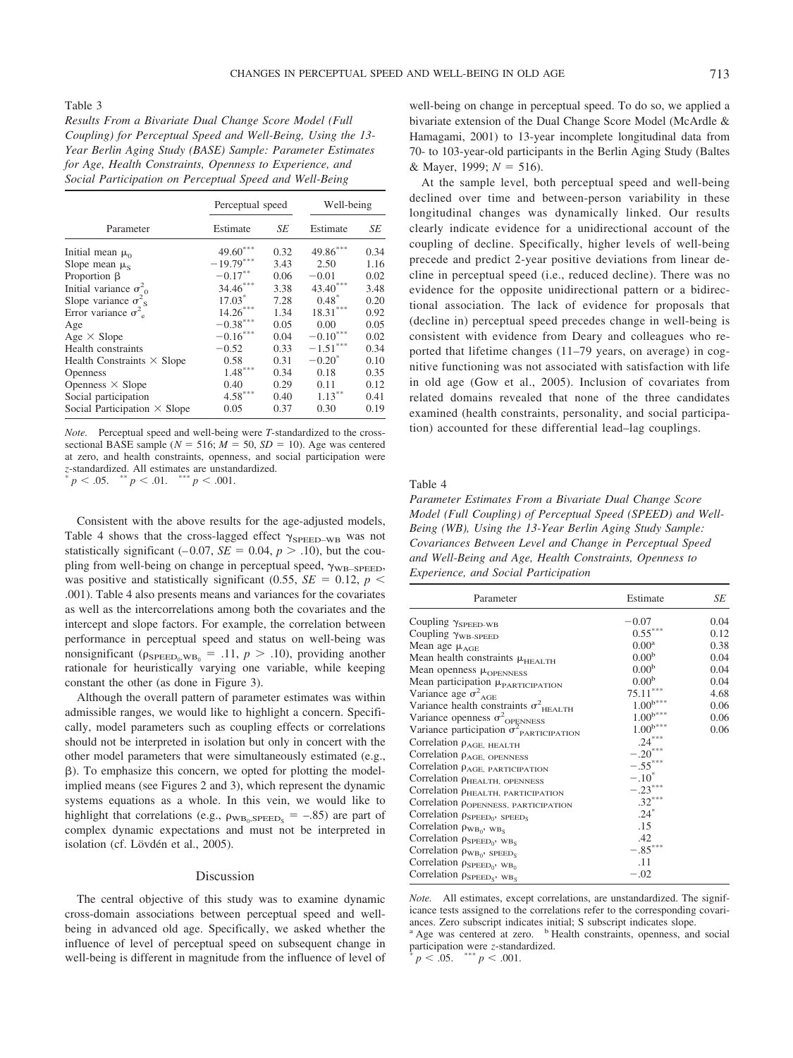Table 3

*Results From a Bivariate Dual Change Score Model (Full Coupling) for Perceptual Speed and Well-Being, Using the 13-Year Berlin Aging Study (BASE) Sample: Parameter Estimates for Age, Health Constraints, Openness to Experience, and Social Participation on Perceptual Speed and Well-Being*

| Parameter | Perceptual speed | | Well-being | |
|---|---|---|---|---|
| | Estimate | *SE* | Estimate | *SE* |
| Initial mean $\mu_0$ | $49.60^{***}$ | 0.32 | $49.86^{***}$ | 0.34 |
| Slope mean $\mu_S$ | $-19.79^{***}$ | 3.43 | 2.50 | 1.16 |
| Proportion $\beta$ | $-0.17^{**}$ | 0.06 | $-0.01$ | 0.02 |
| Initial variance $\sigma^2_0$ | $34.46^{***}$ | 3.38 | $43.40^{***}$ | 3.48 |
| Slope variance $\sigma^2_S$ | $17.03^{*}$ | 7.28 | $0.48^{*}$ | 0.20 |
| Error variance $\sigma^2_e$ | $14.26^{***}$ | 1.34 | $18.31^{***}$ | 0.92 |
| Age | $-0.38^{***}$ | 0.05 | 0.00 | 0.05 |
| Age × Slope | $-0.16^{***}$ | 0.04 | $-0.10^{***}$ | 0.02 |
| Health constraints | $-0.52$ | 0.33 | $-1.51^{***}$ | 0.34 |
| Health Constraints × Slope | 0.58 | 0.31 | $-0.20^{*}$ | 0.10 |
| Openness | $1.48^{***}$ | 0.34 | 0.18 | 0.35 |
| Openness × Slope | 0.40 | 0.29 | 0.11 | 0.12 |
| Social participation | $4.58^{***}$ | 0.40 | $1.13^{**}$ | 0.41 |
| Social Participation × Slope | 0.05 | 0.37 | 0.30 | 0.19 |

*Note.* Perceptual speed and well-being were *T*-standardized to the cross-sectional BASE sample ($N = 516$; $M = 50$, $SD = 10$). Age was centered at zero, and health constraints, openness, and social participation were *z*-standardized. All estimates are unstandardized.
$^{*}p < .05$. $^{**}p < .01$. $^{***}p < .001$.

Consistent with the above results for the age-adjusted models, Table 4 shows that the cross-lagged effect $\gamma_{SPEED\text{–}WB}$ was not statistically significant ($-0.07$, $SE = 0.04$, $p > .10$), but the coupling from well-being on change in perceptual speed, $\gamma_{WB\text{–}SPEED}$, was positive and statistically significant (0.55, $SE = 0.12$, $p < .001$). Table 4 also presents means and variances for the covariates as well as the intercorrelations among both the covariates and the intercept and slope factors. For example, the correlation between performance in perceptual speed and status on well-being was nonsignificant ($\rho_{SPEED_0, WB_0} = .11$, $p > .10$), providing another rationale for heuristically varying one variable, while keeping constant the other (as done in Figure 3).

Although the overall pattern of parameter estimates was within admissible ranges, we would like to highlight a concern. Specifically, model parameters such as coupling effects or correlations should not be interpreted in isolation but only in concert with the other model parameters that were simultaneously estimated (e.g., $\beta$). To emphasize this concern, we opted for plotting the model-implied means (see Figures 2 and 3), which represent the dynamic systems equations as a whole. In this vein, we would like to highlight that correlations (e.g., $\rho_{WB_0, SPEED_S} = -.85$) are part of complex dynamic expectations and must not be interpreted in isolation (cf. Lövdén et al., 2005).

## Discussion

The central objective of this study was to examine dynamic cross-domain associations between perceptual speed and well-being in advanced old age. Specifically, we asked whether the influence of level of perceptual speed on subsequent change in well-being is different in magnitude from the influence of level of well-being on change in perceptual speed. To do so, we applied a bivariate extension of the Dual Change Score Model (McArdle & Hamagami, 2001) to 13-year incomplete longitudinal data from 70- to 103-year-old participants in the Berlin Aging Study (Baltes & Mayer, 1999; $N = 516$).

At the sample level, both perceptual speed and well-being declined over time and between-person variability in these longitudinal changes was dynamically linked. Our results clearly indicate evidence for a unidirectional account of the coupling of decline. Specifically, higher levels of well-being precede and predict 2-year positive deviations from linear decline in perceptual speed (i.e., reduced decline). There was no evidence for the opposite unidirectional pattern or a bidirectional association. The lack of evidence for proposals that (decline in) perceptual speed precedes change in well-being is consistent with evidence from Deary and colleagues who reported that lifetime changes (11–79 years, on average) in cognitive functioning was not associated with satisfaction with life in old age (Gow et al., 2005). Inclusion of covariates from related domains revealed that none of the three candidates examined (health constraints, personality, and social participation) accounted for these differential lead–lag couplings.

Table 4

*Parameter Estimates From a Bivariate Dual Change Score Model (Full Coupling) of Perceptual Speed (SPEED) and Well-Being (WB), Using the 13-Year Berlin Aging Study Sample: Covariances Between Level and Change in Perceptual Speed and Well-Being and Age, Health Constraints, Openness to Experience, and Social Participation*

| Parameter | Estimate | *SE* |
|---|---|---|
| Coupling $\gamma_{SPEED\text{-}WB}$ | $-0.07$ | 0.04 |
| Coupling $\gamma_{WB\text{-}SPEED}$ | $0.55^{***}$ | 0.12 |
| Mean age $\mu_{AGE}$ | $0.00^{a}$ | 0.38 |
| Mean health constraints $\mu_{HEALTH}$ | $0.00^{b}$ | 0.04 |
| Mean openness $\mu_{OPENNESS}$ | $0.00^{b}$ | 0.04 |
| Mean participation $\mu_{PARTICIPATION}$ | $0.00^{b}$ | 0.04 |
| Variance age $\sigma^2_{AGE}$ | $75.11^{***}$ | 4.68 |
| Variance health constraints $\sigma^2_{HEALTH}$ | $1.00^{b***}$ | 0.06 |
| Variance openness $\sigma^2_{OPENNESS}$ | $1.00^{b***}$ | 0.06 |
| Variance participation $\sigma^2_{PARTICIPATION}$ | $1.00^{b***}$ | 0.06 |
| Correlation $\rho_{AGE, HEALTH}$ | $.24^{***}$ | |
| Correlation $\rho_{AGE, OPENNESS}$ | $-.20^{***}$ | |
| Correlation $\rho_{AGE, PARTICIPATION}$ | $-.55^{***}$ | |
| Correlation $\rho_{HEALTH, OPENNESS}$ | $-.10^{*}$ | |
| Correlation $\rho_{HEALTH, PARTICIPATION}$ | $-.23^{***}$ | |
| Correlation $\rho_{OPENNESS, PARTICIPATION}$ | $.32^{***}$ | |
| Correlation $\rho_{SPEED_0, SPEED_S}$ | $.24^{*}$ | |
| Correlation $\rho_{WB_0, WB_S}$ | .15 | |
| Correlation $\rho_{SPEED_0, WB_S}$ | .42 | |
| Correlation $\rho_{WB_0, SPEED_S}$ | $-.85^{***}$ | |
| Correlation $\rho_{SPEED_0, WB_0}$ | .11 | |
| Correlation $\rho_{SPEED_S, WB_S}$ | $-.02$ | |

*Note.* All estimates, except correlations, are unstandardized. The significance tests assigned to the correlations refer to the corresponding covariances. Zero subscript indicates initial; S subscript indicates slope.
[a] Age was centered at zero. [b] Health constraints, openness, and social participation were *z*-standardized.
$^{*}p < .05$. $^{***}p < .001$.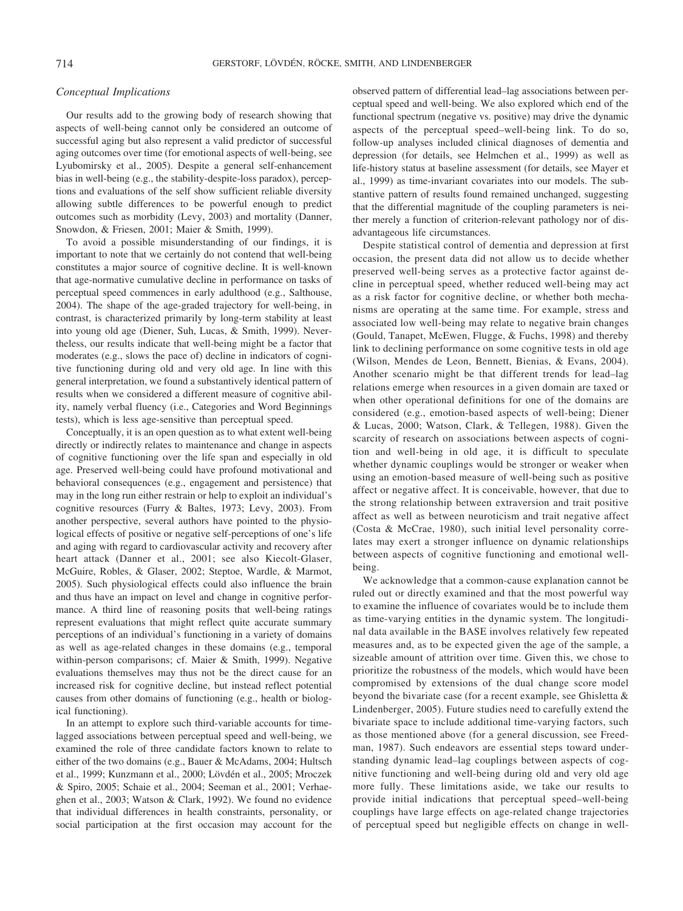### *Conceptual Implications*

Our results add to the growing body of research showing that aspects of well-being cannot only be considered an outcome of successful aging but also represent a valid predictor of successful aging outcomes over time (for emotional aspects of well-being, see Lyubomirsky et al., 2005). Despite a general self-enhancement bias in well-being (e.g., the stability-despite-loss paradox), perceptions and evaluations of the self show sufficient reliable diversity allowing subtle differences to be powerful enough to predict outcomes such as morbidity (Levy, 2003) and mortality (Danner, Snowdon, & Friesen, 2001; Maier & Smith, 1999).

To avoid a possible misunderstanding of our findings, it is important to note that we certainly do not contend that well-being constitutes a major source of cognitive decline. It is well-known that age-normative cumulative decline in performance on tasks of perceptual speed commences in early adulthood (e.g., Salthouse, 2004). The shape of the age-graded trajectory for well-being, in contrast, is characterized primarily by long-term stability at least into young old age (Diener, Suh, Lucas, & Smith, 1999). Nevertheless, our results indicate that well-being might be a factor that moderates (e.g., slows the pace of) decline in indicators of cognitive functioning during old and very old age. In line with this general interpretation, we found a substantively identical pattern of results when we considered a different measure of cognitive ability, namely verbal fluency (i.e., Categories and Word Beginnings tests), which is less age-sensitive than perceptual speed.

Conceptually, it is an open question as to what extent well-being directly or indirectly relates to maintenance and change in aspects of cognitive functioning over the life span and especially in old age. Preserved well-being could have profound motivational and behavioral consequences (e.g., engagement and persistence) that may in the long run either restrain or help to exploit an individual's cognitive resources (Furry & Baltes, 1973; Levy, 2003). From another perspective, several authors have pointed to the physiological effects of positive or negative self-perceptions of one's life and aging with regard to cardiovascular activity and recovery after heart attack (Danner et al., 2001; see also Kiecolt-Glaser, McGuire, Robles, & Glaser, 2002; Steptoe, Wardle, & Marmot, 2005). Such physiological effects could also influence the brain and thus have an impact on level and change in cognitive performance. A third line of reasoning posits that well-being ratings represent evaluations that might reflect quite accurate summary perceptions of an individual's functioning in a variety of domains as well as age-related changes in these domains (e.g., temporal within-person comparisons; cf. Maier & Smith, 1999). Negative evaluations themselves may thus not be the direct cause for an increased risk for cognitive decline, but instead reflect potential causes from other domains of functioning (e.g., health or biological functioning).

In an attempt to explore such third-variable accounts for time-lagged associations between perceptual speed and well-being, we examined the role of three candidate factors known to relate to either of the two domains (e.g., Bauer & McAdams, 2004; Hultsch et al., 1999; Kunzmann et al., 2000; Lövdén et al., 2005; Mroczek & Spiro, 2005; Schaie et al., 2004; Seeman et al., 2001; Verhaeghen et al., 2003; Watson & Clark, 1992). We found no evidence that individual differences in health constraints, personality, or social participation at the first occasion may account for the observed pattern of differential lead–lag associations between perceptual speed and well-being. We also explored which end of the functional spectrum (negative vs. positive) may drive the dynamic aspects of the perceptual speed–well-being link. To do so, follow-up analyses included clinical diagnoses of dementia and depression (for details, see Helmchen et al., 1999) as well as life-history status at baseline assessment (for details, see Mayer et al., 1999) as time-invariant covariates into our models. The substantive pattern of results found remained unchanged, suggesting that the differential magnitude of the coupling parameters is neither merely a function of criterion-relevant pathology nor of disadvantageous life circumstances.

Despite statistical control of dementia and depression at first occasion, the present data did not allow us to decide whether preserved well-being serves as a protective factor against decline in perceptual speed, whether reduced well-being may act as a risk factor for cognitive decline, or whether both mechanisms are operating at the same time. For example, stress and associated low well-being may relate to negative brain changes (Gould, Tanapet, McEwen, Flugge, & Fuchs, 1998) and thereby link to declining performance on some cognitive tests in old age (Wilson, Mendes de Leon, Bennett, Bienias, & Evans, 2004). Another scenario might be that different trends for lead–lag relations emerge when resources in a given domain are taxed or when other operational definitions for one of the domains are considered (e.g., emotion-based aspects of well-being; Diener & Lucas, 2000; Watson, Clark, & Tellegen, 1988). Given the scarcity of research on associations between aspects of cognition and well-being in old age, it is difficult to speculate whether dynamic couplings would be stronger or weaker when using an emotion-based measure of well-being such as positive affect or negative affect. It is conceivable, however, that due to the strong relationship between extraversion and trait positive affect as well as between neuroticism and trait negative affect (Costa & McCrae, 1980), such initial level personality correlates may exert a stronger influence on dynamic relationships between aspects of cognitive functioning and emotional well-being.

We acknowledge that a common-cause explanation cannot be ruled out or directly examined and that the most powerful way to examine the influence of covariates would be to include them as time-varying entities in the dynamic system. The longitudinal data available in the BASE involves relatively few repeated measures and, as to be expected given the age of the sample, a sizeable amount of attrition over time. Given this, we chose to prioritize the robustness of the models, which would have been compromised by extensions of the dual change score model beyond the bivariate case (for a recent example, see Ghisletta & Lindenberger, 2005). Future studies need to carefully extend the bivariate space to include additional time-varying factors, such as those mentioned above (for a general discussion, see Freedman, 1987). Such endeavors are essential steps toward understanding dynamic lead–lag couplings between aspects of cognitive functioning and well-being during old and very old age more fully. These limitations aside, we take our results to provide initial indications that perceptual speed–well-being couplings have large effects on age-related change trajectories of perceptual speed but negligible effects on change in well-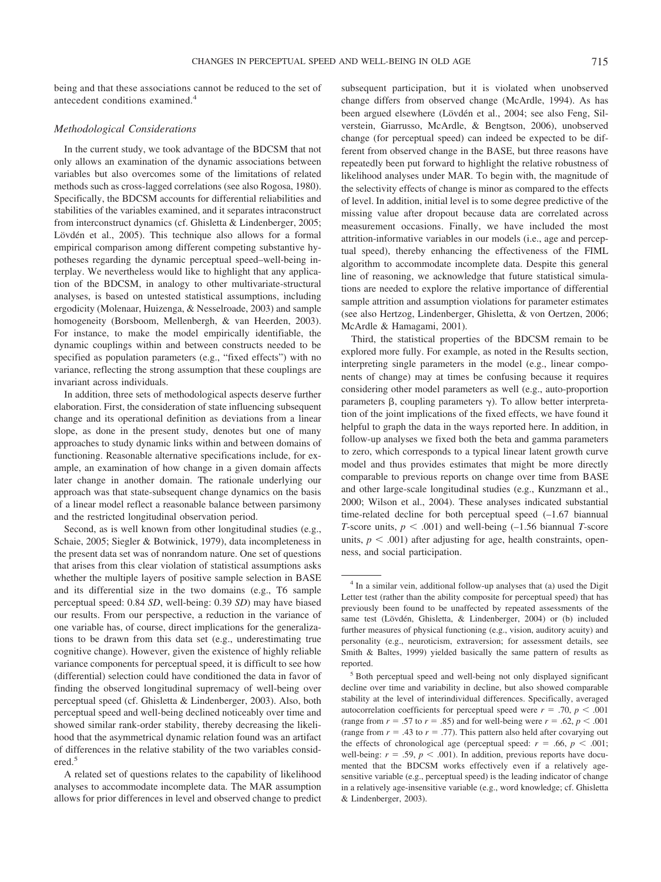being and that these associations cannot be reduced to the set of antecedent conditions examined.[4]

### Methodological Considerations

In the current study, we took advantage of the BDCSM that not only allows an examination of the dynamic associations between variables but also overcomes some of the limitations of related methods such as cross-lagged correlations (see also Rogosa, 1980). Specifically, the BDCSM accounts for differential reliabilities and stabilities of the variables examined, and it separates intraconstruct from interconstruct dynamics (cf. Ghisletta & Lindenberger, 2005; Lövdén et al., 2005). This technique also allows for a formal empirical comparison among different competing substantive hypotheses regarding the dynamic perceptual speed–well-being interplay. We nevertheless would like to highlight that any application of the BDCSM, in analogy to other multivariate-structural analyses, is based on untested statistical assumptions, including ergodicity (Molenaar, Huizenga, & Nesselroade, 2003) and sample homogeneity (Borsboom, Mellenbergh, & van Heerden, 2003). For instance, to make the model empirically identifiable, the dynamic couplings within and between constructs needed to be specified as population parameters (e.g., "fixed effects") with no variance, reflecting the strong assumption that these couplings are invariant across individuals.

In addition, three sets of methodological aspects deserve further elaboration. First, the consideration of state influencing subsequent change and its operational definition as deviations from a linear slope, as done in the present study, denotes but one of many approaches to study dynamic links within and between domains of functioning. Reasonable alternative specifications include, for example, an examination of how change in a given domain affects later change in another domain. The rationale underlying our approach was that state-subsequent change dynamics on the basis of a linear model reflect a reasonable balance between parsimony and the restricted longitudinal observation period.

Second, as is well known from other longitudinal studies (e.g., Schaie, 2005; Siegler & Botwinick, 1979), data incompleteness in the present data set was of nonrandom nature. One set of questions that arises from this clear violation of statistical assumptions asks whether the multiple layers of positive sample selection in BASE and its differential size in the two domains (e.g., T6 sample perceptual speed: 0.84 *SD*, well-being: 0.39 *SD*) may have biased our results. From our perspective, a reduction in the variance of one variable has, of course, direct implications for the generalizations to be drawn from this data set (e.g., underestimating true cognitive change). However, given the existence of highly reliable variance components for perceptual speed, it is difficult to see how (differential) selection could have conditioned the data in favor of finding the observed longitudinal supremacy of well-being over perceptual speed (cf. Ghisletta & Lindenberger, 2003). Also, both perceptual speed and well-being declined noticeably over time and showed similar rank-order stability, thereby decreasing the likelihood that the asymmetrical dynamic relation found was an artifact of differences in the relative stability of the two variables considered.[5]

A related set of questions relates to the capability of likelihood analyses to accommodate incomplete data. The MAR assumption allows for prior differences in level and observed change to predict subsequent participation, but it is violated when unobserved change differs from observed change (McArdle, 1994). As has been argued elsewhere (Lövdén et al., 2004; see also Feng, Silverstein, Giarrusso, McArdle, & Bengtson, 2006), unobserved change (for perceptual speed) can indeed be expected to be different from observed change in the BASE, but three reasons have repeatedly been put forward to highlight the relative robustness of likelihood analyses under MAR. To begin with, the magnitude of the selectivity effects of change is minor as compared to the effects of level. In addition, initial level is to some degree predictive of the missing value after dropout because data are correlated across measurement occasions. Finally, we have included the most attrition-informative variables in our models (i.e., age and perceptual speed), thereby enhancing the effectiveness of the FIML algorithm to accommodate incomplete data. Despite this general line of reasoning, we acknowledge that future statistical simulations are needed to explore the relative importance of differential sample attrition and assumption violations for parameter estimates (see also Hertzog, Lindenberger, Ghisletta, & von Oertzen, 2006; McArdle & Hamagami, 2001).

Third, the statistical properties of the BDCSM remain to be explored more fully. For example, as noted in the Results section, interpreting single parameters in the model (e.g., linear components of change) may at times be confusing because it requires considering other model parameters as well (e.g., auto-proportion parameters $\beta$, coupling parameters $\gamma$). To allow better interpretation of the joint implications of the fixed effects, we have found it helpful to graph the data in the ways reported here. In addition, in follow-up analyses we fixed both the beta and gamma parameters to zero, which corresponds to a typical linear latent growth curve model and thus provides estimates that might be more directly comparable to previous reports on change over time from BASE and other large-scale longitudinal studies (e.g., Kunzmann et al., 2000; Wilson et al., 2004). These analyses indicated substantial time-related decline for both perceptual speed (–1.67 biannual *T*-score units, $p < .001$) and well-being (–1.56 biannual *T*-score units, $p < .001$) after adjusting for age, health constraints, openness, and social participation.

---

[4] In a similar vein, additional follow-up analyses that (a) used the Digit Letter test (rather than the ability composite for perceptual speed) that has previously been found to be unaffected by repeated assessments of the same test (Lövdén, Ghisletta, & Lindenberger, 2004) or (b) included further measures of physical functioning (e.g., vision, auditory acuity) and personality (e.g., neuroticism, extraversion; for assessment details, see Smith & Baltes, 1999) yielded basically the same pattern of results as reported.

[5] Both perceptual speed and well-being not only displayed significant decline over time and variability in decline, but also showed comparable stability at the level of interindividual differences. Specifically, averaged autocorrelation coefficients for perceptual speed were $r = .70$, $p < .001$ (range from $r = .57$ to $r = .85$) and for well-being were $r = .62$, $p < .001$ (range from $r = .43$ to $r = .77$). This pattern also held after covarying out the effects of chronological age (perceptual speed: $r = .66$, $p < .001$; well-being: $r = .59$, $p < .001$). In addition, previous reports have documented that the BDCSM works effectively even if a relatively age-sensitive variable (e.g., perceptual speed) is the leading indicator of change in a relatively age-insensitive variable (e.g., word knowledge; cf. Ghisletta & Lindenberger, 2003).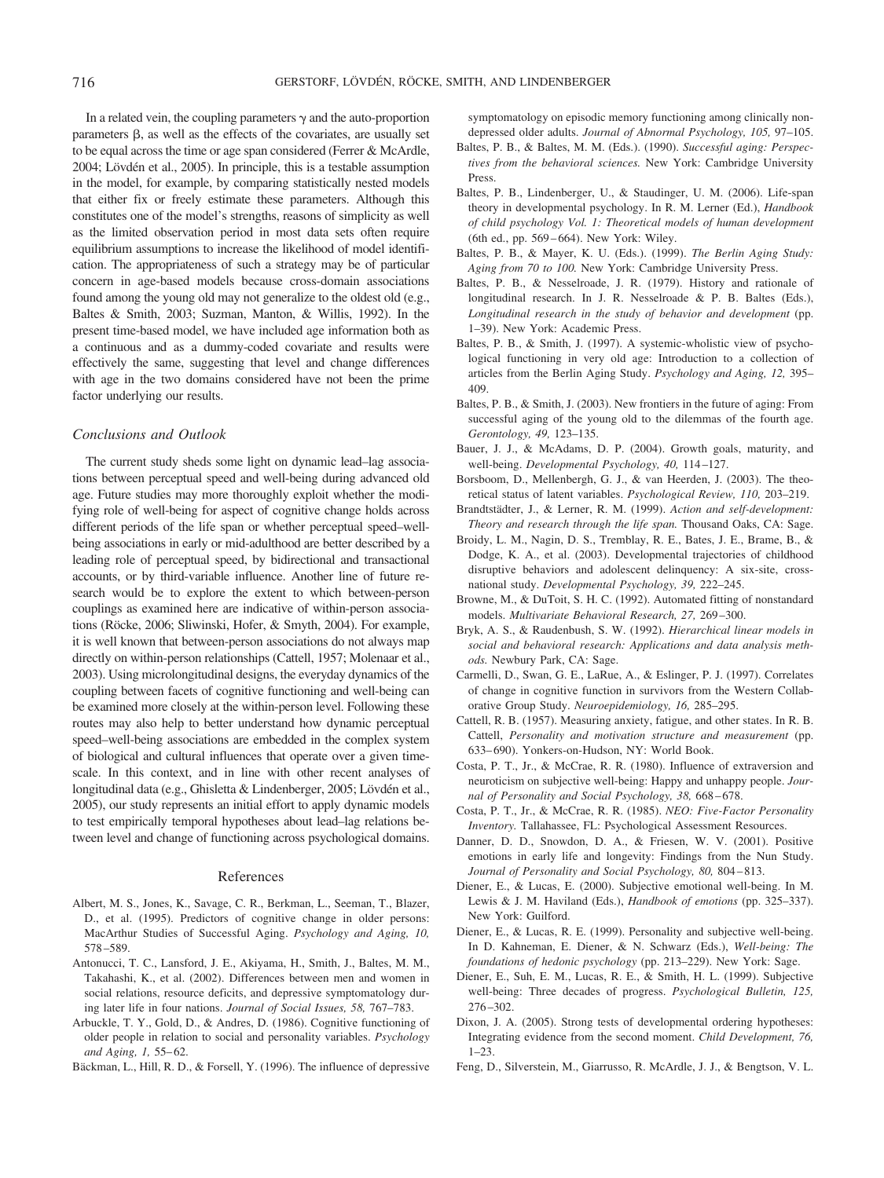In a related vein, the coupling parameters $\gamma$ and the auto-proportion parameters $\beta$, as well as the effects of the covariates, are usually set to be equal across the time or age span considered (Ferrer & McArdle, 2004; Lövdén et al., 2005). In principle, this is a testable assumption in the model, for example, by comparing statistically nested models that either fix or freely estimate these parameters. Although this constitutes one of the model's strengths, reasons of simplicity as well as the limited observation period in most data sets often require equilibrium assumptions to increase the likelihood of model identification. The appropriateness of such a strategy may be of particular concern in age-based models because cross-domain associations found among the young old may not generalize to the oldest old (e.g., Baltes & Smith, 2003; Suzman, Manton, & Willis, 1992). In the present time-based model, we have included age information both as a continuous and as a dummy-coded covariate and results were effectively the same, suggesting that level and change differences with age in the two domains considered have not been the prime factor underlying our results.

### *Conclusions and Outlook*

The current study sheds some light on dynamic lead–lag associations between perceptual speed and well-being during advanced old age. Future studies may more thoroughly exploit whether the modifying role of well-being for aspect of cognitive change holds across different periods of the life span or whether perceptual speed–well-being associations in early or mid-adulthood are better described by a leading role of perceptual speed, by bidirectional and transactional accounts, or by third-variable influence. Another line of future research would be to explore the extent to which between-person couplings as examined here are indicative of within-person associations (Röcke, 2006; Sliwinski, Hofer, & Smyth, 2004). For example, it is well known that between-person associations do not always map directly on within-person relationships (Cattell, 1957; Molenaar et al., 2003). Using microlongitudinal designs, the everyday dynamics of the coupling between facets of cognitive functioning and well-being can be examined more closely at the within-person level. Following these routes may also help to better understand how dynamic perceptual speed–well-being associations are embedded in the complex system of biological and cultural influences that operate over a given timescale. In this context, and in line with other recent analyses of longitudinal data (e.g., Ghisletta & Lindenberger, 2005; Lövdén et al., 2005), our study represents an initial effort to apply dynamic models to test empirically temporal hypotheses about lead–lag relations between level and change of functioning across psychological domains.

## References

Albert, M. S., Jones, K., Savage, C. R., Berkman, L., Seeman, T., Blazer, D., et al. (1995). Predictors of cognitive change in older persons: MacArthur Studies of Successful Aging. *Psychology and Aging, 10,* 578–589.

Antonucci, T. C., Lansford, J. E., Akiyama, H., Smith, J., Baltes, M. M., Takahashi, K., et al. (2002). Differences between men and women in social relations, resource deficits, and depressive symptomatology during later life in four nations. *Journal of Social Issues, 58,* 767–783.

Arbuckle, T. Y., Gold, D., & Andres, D. (1986). Cognitive functioning of older people in relation to social and personality variables. *Psychology and Aging, 1,* 55–62.

Bäckman, L., Hill, R. D., & Forsell, Y. (1996). The influence of depressive symptomatology on episodic memory functioning among clinically nondepressed older adults. *Journal of Abnormal Psychology, 105,* 97–105.

Baltes, P. B., & Baltes, M. M. (Eds.). (1990). *Successful aging: Perspectives from the behavioral sciences.* New York: Cambridge University Press.

Baltes, P. B., Lindenberger, U., & Staudinger, U. M. (2006). Life-span theory in developmental psychology. In R. M. Lerner (Ed.), *Handbook of child psychology Vol. 1: Theoretical models of human development* (6th ed., pp. 569–664). New York: Wiley.

Baltes, P. B., & Mayer, K. U. (Eds.). (1999). *The Berlin Aging Study: Aging from 70 to 100.* New York: Cambridge University Press.

Baltes, P. B., & Nesselroade, J. R. (1979). History and rationale of longitudinal research. In J. R. Nesselroade & P. B. Baltes (Eds.), *Longitudinal research in the study of behavior and development* (pp. 1–39). New York: Academic Press.

Baltes, P. B., & Smith, J. (1997). A systemic-wholistic view of psychological functioning in very old age: Introduction to a collection of articles from the Berlin Aging Study. *Psychology and Aging, 12,* 395–409.

Baltes, P. B., & Smith, J. (2003). New frontiers in the future of aging: From successful aging of the young old to the dilemmas of the fourth age. *Gerontology, 49,* 123–135.

Bauer, J. J., & McAdams, D. P. (2004). Growth goals, maturity, and well-being. *Developmental Psychology, 40,* 114–127.

Borsboom, D., Mellenbergh, G. J., & van Heerden, J. (2003). The theoretical status of latent variables. *Psychological Review, 110,* 203–219.

Brandtstädter, J., & Lerner, R. M. (1999). *Action and self-development: Theory and research through the life span.* Thousand Oaks, CA: Sage.

Broidy, L. M., Nagin, D. S., Tremblay, R. E., Bates, J. E., Brame, B., & Dodge, K. A., et al. (2003). Developmental trajectories of childhood disruptive behaviors and adolescent delinquency: A six-site, cross-national study. *Developmental Psychology, 39,* 222–245.

Browne, M., & DuToit, S. H. C. (1992). Automated fitting of nonstandard models. *Multivariate Behavioral Research, 27,* 269–300.

Bryk, A. S., & Raudenbush, S. W. (1992). *Hierarchical linear models in social and behavioral research: Applications and data analysis methods.* Newbury Park, CA: Sage.

Carmelli, D., Swan, G. E., LaRue, A., & Eslinger, P. J. (1997). Correlates of change in cognitive function in survivors from the Western Collaborative Group Study. *Neuroepidemiology, 16,* 285–295.

Cattell, R. B. (1957). Measuring anxiety, fatigue, and other states. In R. B. Cattell, *Personality and motivation structure and measurement* (pp. 633–690). Yonkers-on-Hudson, NY: World Book.

Costa, P. T., Jr., & McCrae, R. R. (1980). Influence of extraversion and neuroticism on subjective well-being: Happy and unhappy people. *Journal of Personality and Social Psychology, 38,* 668–678.

Costa, P. T., Jr., & McCrae, R. R. (1985). *NEO: Five-Factor Personality Inventory.* Tallahassee, FL: Psychological Assessment Resources.

Danner, D. D., Snowdon, D. A., & Friesen, W. V. (2001). Positive emotions in early life and longevity: Findings from the Nun Study. *Journal of Personality and Social Psychology, 80,* 804–813.

Diener, E., & Lucas, E. (2000). Subjective emotional well-being. In M. Lewis & J. M. Haviland (Eds.), *Handbook of emotions* (pp. 325–337). New York: Guilford.

Diener, E., & Lucas, R. E. (1999). Personality and subjective well-being. In D. Kahneman, E. Diener, & N. Schwarz (Eds.), *Well-being: The foundations of hedonic psychology* (pp. 213–229). New York: Sage.

Diener, E., Suh, E. M., Lucas, R. E., & Smith, H. L. (1999). Subjective well-being: Three decades of progress. *Psychological Bulletin, 125,* 276–302.

Dixon, J. A. (2005). Strong tests of developmental ordering hypotheses: Integrating evidence from the second moment. *Child Development, 76,* 1–23.

Feng, D., Silverstein, M., Giarrusso, R. McArdle, J. J., & Bengtson, V. L.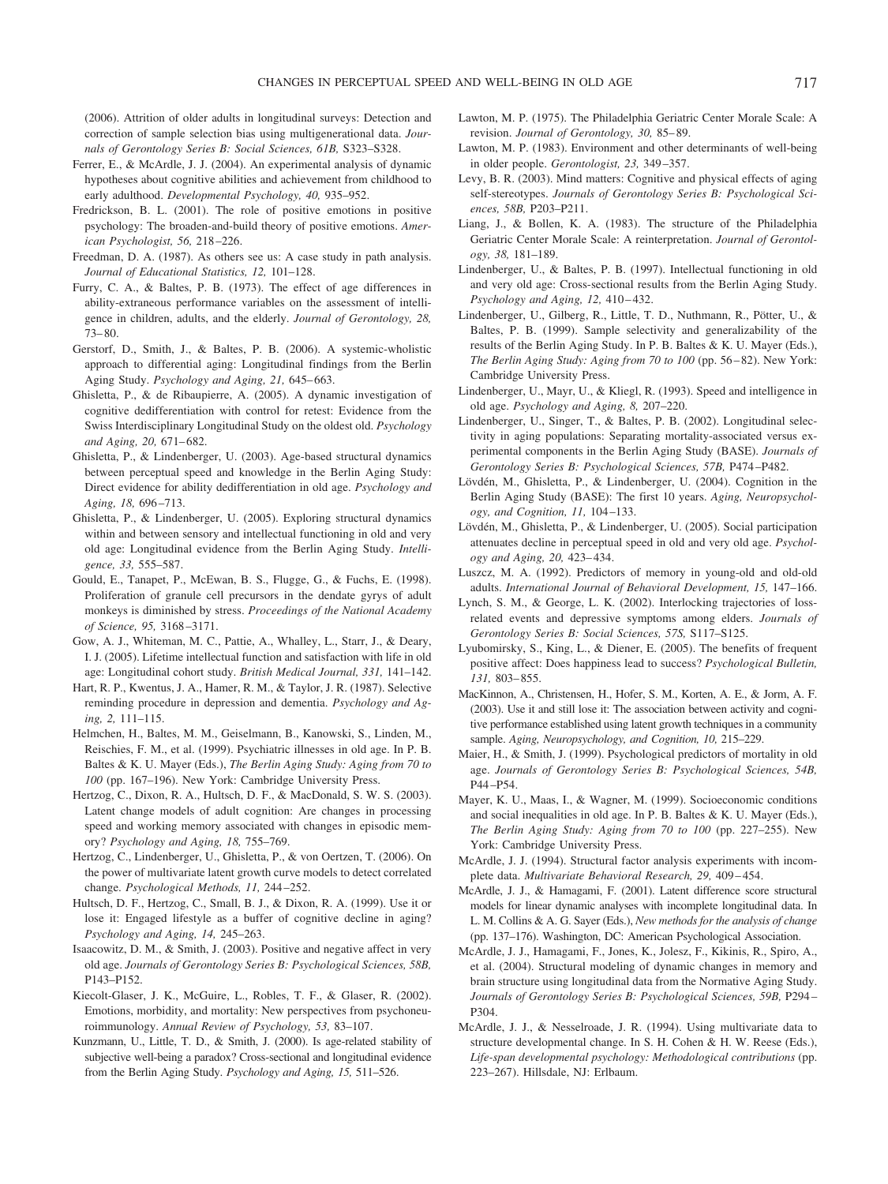(2006). Attrition of older adults in longitudinal surveys: Detection and correction of sample selection bias using multigenerational data. *Journals of Gerontology Series B: Social Sciences, 61B,* S323–S328.

Ferrer, E., & McArdle, J. J. (2004). An experimental analysis of dynamic hypotheses about cognitive abilities and achievement from childhood to early adulthood. *Developmental Psychology, 40,* 935–952.

Fredrickson, B. L. (2001). The role of positive emotions in positive psychology: The broaden-and-build theory of positive emotions. *American Psychologist, 56,* 218–226.

Freedman, D. A. (1987). As others see us: A case study in path analysis. *Journal of Educational Statistics, 12,* 101–128.

Furry, C. A., & Baltes, P. B. (1973). The effect of age differences in ability-extraneous performance variables on the assessment of intelligence in children, adults, and the elderly. *Journal of Gerontology, 28,* 73–80.

Gerstorf, D., Smith, J., & Baltes, P. B. (2006). A systemic-wholistic approach to differential aging: Longitudinal findings from the Berlin Aging Study. *Psychology and Aging, 21,* 645–663.

Ghisletta, P., & de Ribaupierre, A. (2005). A dynamic investigation of cognitive dedifferentiation with control for retest: Evidence from the Swiss Interdisciplinary Longitudinal Study on the oldest old. *Psychology and Aging, 20,* 671–682.

Ghisletta, P., & Lindenberger, U. (2003). Age-based structural dynamics between perceptual speed and knowledge in the Berlin Aging Study: Direct evidence for ability dedifferentiation in old age. *Psychology and Aging, 18,* 696–713.

Ghisletta, P., & Lindenberger, U. (2005). Exploring structural dynamics within and between sensory and intellectual functioning in old and very old age: Longitudinal evidence from the Berlin Aging Study. *Intelligence, 33,* 555–587.

Gould, E., Tanapet, P., McEwan, B. S., Flugge, G., & Fuchs, E. (1998). Proliferation of granule cell precursors in the dendate gyrys of adult monkeys is diminished by stress. *Proceedings of the National Academy of Science, 95,* 3168–3171.

Gow, A. J., Whiteman, M. C., Pattie, A., Whalley, L., Starr, J., & Deary, I. J. (2005). Lifetime intellectual function and satisfaction with life in old age: Longitudinal cohort study. *British Medical Journal, 331,* 141–142.

Hart, R. P., Kwentus, J. A., Hamer, R. M., & Taylor, J. R. (1987). Selective reminding procedure in depression and dementia. *Psychology and Aging, 2,* 111–115.

Helmchen, H., Baltes, M. M., Geiselmann, B., Kanowski, S., Linden, M., Reischies, F. M., et al. (1999). Psychiatric illnesses in old age. In P. B. Baltes & K. U. Mayer (Eds.), *The Berlin Aging Study: Aging from 70 to 100* (pp. 167–196). New York: Cambridge University Press.

Hertzog, C., Dixon, R. A., Hultsch, D. F., & MacDonald, S. W. S. (2003). Latent change models of adult cognition: Are changes in processing speed and working memory associated with changes in episodic memory? *Psychology and Aging, 18,* 755–769.

Hertzog, C., Lindenberger, U., Ghisletta, P., & von Oertzen, T. (2006). On the power of multivariate latent growth curve models to detect correlated change. *Psychological Methods, 11,* 244–252.

Hultsch, D. F., Hertzog, C., Small, B. J., & Dixon, R. A. (1999). Use it or lose it: Engaged lifestyle as a buffer of cognitive decline in aging? *Psychology and Aging, 14,* 245–263.

Isaacowitz, D. M., & Smith, J. (2003). Positive and negative affect in very old age. *Journals of Gerontology Series B: Psychological Sciences, 58B,* P143–P152.

Kiecolt-Glaser, J. K., McGuire, L., Robles, T. F., & Glaser, R. (2002). Emotions, morbidity, and mortality: New perspectives from psychoneuroimmunology. *Annual Review of Psychology, 53,* 83–107.

Kunzmann, U., Little, T. D., & Smith, J. (2000). Is age-related stability of subjective well-being a paradox? Cross-sectional and longitudinal evidence from the Berlin Aging Study. *Psychology and Aging, 15,* 511–526.

Lawton, M. P. (1975). The Philadelphia Geriatric Center Morale Scale: A revision. *Journal of Gerontology, 30,* 85–89.

Lawton, M. P. (1983). Environment and other determinants of well-being in older people. *Gerontologist, 23,* 349–357.

Levy, B. R. (2003). Mind matters: Cognitive and physical effects of aging self-stereotypes. *Journals of Gerontology Series B: Psychological Sciences, 58B,* P203–P211.

Liang, J., & Bollen, K. A. (1983). The structure of the Philadelphia Geriatric Center Morale Scale: A reinterpretation. *Journal of Gerontology, 38,* 181–189.

Lindenberger, U., & Baltes, P. B. (1997). Intellectual functioning in old and very old age: Cross-sectional results from the Berlin Aging Study. *Psychology and Aging, 12,* 410–432.

Lindenberger, U., Gilberg, R., Little, T. D., Nuthmann, R., Pötter, U., & Baltes, P. B. (1999). Sample selectivity and generalizability of the results of the Berlin Aging Study. In P. B. Baltes & K. U. Mayer (Eds.), *The Berlin Aging Study: Aging from 70 to 100* (pp. 56–82). New York: Cambridge University Press.

Lindenberger, U., Mayr, U., & Kliegl, R. (1993). Speed and intelligence in old age. *Psychology and Aging, 8,* 207–220.

Lindenberger, U., Singer, T., & Baltes, P. B. (2002). Longitudinal selectivity in aging populations: Separating mortality-associated versus experimental components in the Berlin Aging Study (BASE). *Journals of Gerontology Series B: Psychological Sciences, 57B,* P474–P482.

Lövdén, M., Ghisletta, P., & Lindenberger, U. (2004). Cognition in the Berlin Aging Study (BASE): The first 10 years. *Aging, Neuropsychology, and Cognition, 11,* 104–133.

Lövdén, M., Ghisletta, P., & Lindenberger, U. (2005). Social participation attenuates decline in perceptual speed in old and very old age. *Psychology and Aging, 20,* 423–434.

Luszcz, M. A. (1992). Predictors of memory in young-old and old-old adults. *International Journal of Behavioral Development, 15,* 147–166.

Lynch, S. M., & George, L. K. (2002). Interlocking trajectories of loss-related events and depressive symptoms among elders. *Journals of Gerontology Series B: Social Sciences, 57S,* S117–S125.

Lyubomirsky, S., King, L., & Diener, E. (2005). The benefits of frequent positive affect: Does happiness lead to success? *Psychological Bulletin, 131,* 803–855.

MacKinnon, A., Christensen, H., Hofer, S. M., Korten, A. E., & Jorm, A. F. (2003). Use it and still lose it: The association between activity and cognitive performance established using latent growth techniques in a community sample. *Aging, Neuropsychology, and Cognition, 10,* 215–229.

Maier, H., & Smith, J. (1999). Psychological predictors of mortality in old age. *Journals of Gerontology Series B: Psychological Sciences, 54B,* P44–P54.

Mayer, K. U., Maas, I., & Wagner, M. (1999). Socioeconomic conditions and social inequalities in old age. In P. B. Baltes & K. U. Mayer (Eds.), *The Berlin Aging Study: Aging from 70 to 100* (pp. 227–255). New York: Cambridge University Press.

McArdle, J. J. (1994). Structural factor analysis experiments with incomplete data. *Multivariate Behavioral Research, 29,* 409–454.

McArdle, J. J., & Hamagami, F. (2001). Latent difference score structural models for linear dynamic analyses with incomplete longitudinal data. In L. M. Collins & A. G. Sayer (Eds.), *New methods for the analysis of change* (pp. 137–176). Washington, DC: American Psychological Association.

McArdle, J. J., Hamagami, F., Jones, K., Jolesz, F., Kikinis, R., Spiro, A., et al. (2004). Structural modeling of dynamic changes in memory and brain structure using longitudinal data from the Normative Aging Study. *Journals of Gerontology Series B: Psychological Sciences, 59B,* P294–P304.

McArdle, J. J., & Nesselroade, J. R. (1994). Using multivariate data to structure developmental change. In S. H. Cohen & H. W. Reese (Eds.), *Life-span developmental psychology: Methodological contributions* (pp. 223–267). Hillsdale, NJ: Erlbaum.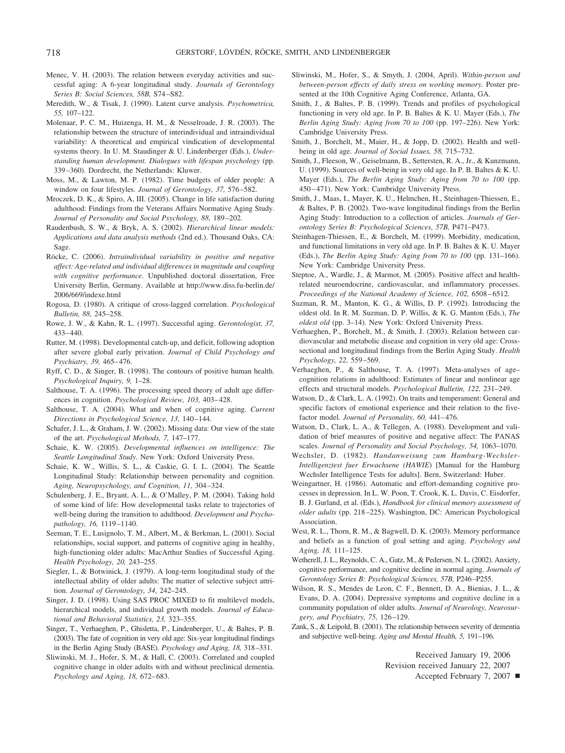Menec, V. H. (2003). The relation between everyday activities and successful aging: A 6-year longitudinal study. *Journals of Gerontology Series B: Social Sciences, 58B,* S74–S82.

Meredith, W., & Tisak, J. (1990). Latent curve analysis. *Psychometrica, 55,* 107–122.

Molenaar, P. C. M., Huizenga, H. M., & Nesselroade, J. R. (2003). The relationship between the structure of interindividual and intraindividual variability: A theoretical and empirical vindication of developmental systems theory. In U. M. Staudinger & U. Lindenberger (Eds.), *Understanding human development. Dialogues with lifespan psychology* (pp. 339–360). Dordrecht, the Netherlands: Kluwer.

Moss, M., & Lawton, M. P. (1982). Time budgets of older people: A window on four lifestyles. *Journal of Gerontology, 37,* 576–582.

Mroczek, D. K., & Spiro, A, III. (2005). Change in life satisfaction during adulthood: Findings from the Veterans Affairs Normative Aging Study. *Journal of Personality and Social Psychology, 88,* 189–202.

Raudenbush, S. W., & Bryk, A. S. (2002). *Hierarchical linear models: Applications and data analysis methods* (2nd ed.). Thousand Oaks, CA: Sage.

Röcke, C. (2006). *Intraindividual variability in positive and negative affect: Age-related and individual differences in magnitude and coupling with cognitive performance*. Unpublished doctoral dissertation, Free University Berlin, Germany. Available at http://www.diss.fu-berlin.de/2006/669/indexe.html

Rogosa, D. (1980). A critique of cross-lagged correlation. *Psychological Bulletin, 88,* 245–258.

Rowe, J. W., & Kahn, R. L. (1997). Successful aging. *Gerontologist, 37,* 433–440.

Rutter, M. (1998). Developmental catch-up, and deficit, following adoption after severe global early privation. *Journal of Child Psychology and Psychiatry, 39,* 465–476.

Ryff, C. D., & Singer, B. (1998). The contours of positive human health. *Psychological Inquiry, 9,* 1–28.

Salthouse, T. A. (1996). The processing speed theory of adult age differences in cognition. *Psychological Review, 103,* 403–428.

Salthouse, T. A. (2004). What and when of cognitive aging. *Current Directions in Psychological Science, 13,* 140–144.

Schafer, J. L., & Graham, J. W. (2002). Missing data: Our view of the state of the art. *Psychological Methods, 7,* 147–177.

Schaie, K. W. (2005). *Developmental influences on intelligence: The Seattle Longitudinal Study*. New York: Oxford University Press.

Schaie, K. W., Willis, S. L., & Caskie, G. I. L. (2004). The Seattle Longitudinal Study: Relationship between personality and cognition. *Aging, Neuropsychology, and Cognition, 11,* 304–324.

Schulenberg, J. E., Bryant, A. L., & O'Malley, P. M. (2004). Taking hold of some kind of life: How developmental tasks relate to trajectories of well-being during the transition to adulthood. *Development and Psychopathology, 16,* 1119–1140.

Seeman, T. E., Lusignolo, T. M., Albert, M., & Berkman, L. (2001). Social relationships, social support, and patterns of cognitive aging in healthy, high-functioning older adults: MacArthur Studies of Successful Aging. *Health Psychology, 20,* 243–255.

Siegler, I., & Botwinick, J. (1979). A long-term longitudinal study of the intellectual ability of older adults: The matter of selective subject attrition. *Journal of Gerontology, 34,* 242–245.

Singer, J. D. (1998). Using SAS PROC MIXED to fit multilevel models, hierarchical models, and individual growth models. *Journal of Educational and Behavioral Statistics, 23,* 323–355.

Singer, T., Verhaeghen, P., Ghisletta, P., Lindenberger, U., & Baltes, P. B. (2003). The fate of cognition in very old age: Six-year longitudinal findings in the Berlin Aging Study (BASE). *Psychology and Aging, 18,* 318–331.

Sliwinski, M. J., Hofer, S. M., & Hall, C. (2003). Correlated and coupled cognitive change in older adults with and without preclinical dementia. *Psychology and Aging, 18,* 672–683.

Sliwinski, M., Hofer, S., & Smyth, J. (2004, April). *Within-person and between-person effects of daily stress on working memory.* Poster presented at the 10th Cognitive Aging Conference, Atlanta, GA.

Smith, J., & Baltes, P. B. (1999). Trends and profiles of psychological functioning in very old age. In P. B. Baltes & K. U. Mayer (Eds.), *The Berlin Aging Study: Aging from 70 to 100* (pp. 197–226). New York: Cambridge University Press.

Smith, J., Borchelt, M., Maier, H., & Jopp, D. (2002). Health and well-being in old age. *Journal of Social Issues, 58,* 715–732.

Smith, J., Fleeson, W., Geiselmann, B., Settersten, R. A., Jr., & Kunzmann, U. (1999). Sources of well-being in very old age. In P. B. Baltes & K. U. Mayer (Eds.), *The Berlin Aging Study: Aging from 70 to 100* (pp. 450–471). New York: Cambridge University Press.

Smith, J., Maas, I., Mayer, K. U., Helmchen, H., Steinhagen-Thiessen, E., & Baltes, P. B. (2002). Two-wave longitudinal findings from the Berlin Aging Study: Introduction to a collection of articles. *Journals of Gerontology Series B: Psychological Sciences, 57B,* P471–P473.

Steinhagen-Thiessen, E., & Borchelt, M. (1999). Morbidity, medication, and functional limitations in very old age. In P. B. Baltes & K. U. Mayer (Eds.), *The Berlin Aging Study: Aging from 70 to 100* (pp. 131–166). New York: Cambridge University Press.

Steptoe, A., Wardle, J., & Marmot, M. (2005). Positive affect and health-related neuroendocrine, cardiovascular, and inflammatory processes. *Proceedings of the National Academy of Science, 102,* 6508–6512.

Suzman, R. M., Manton, K. G., & Willis, D. P. (1992). Introducing the oldest old. In R. M. Suzman, D. P. Willis, & K. G. Manton (Eds.), *The oldest old* (pp. 3–14). New York: Oxford University Press.

Verhaeghen, P., Borchelt, M., & Smith, J. (2003). Relation between cardiovascular and metabolic disease and cognition in very old age: Cross-sectional and longitudinal findings from the Berlin Aging Study. *Health Psychology, 22,* 559–569.

Verhaeghen, P., & Salthouse, T. A. (1997). Meta-analyses of age–cognition relations in adulthood: Estimates of linear and nonlinear age effects and structural models. *Psychological Bulletin, 122,* 231–249.

Watson, D., & Clark, L. A. (1992). On traits and temperament: General and specific factors of emotional experience and their relation to the five-factor model. *Journal of Personality, 60,* 441–476.

Watson, D., Clark, L. A., & Tellegen, A. (1988). Development and validation of brief measures of positive and negative affect: The PANAS scales. *Journal of Personality and Social Psychology, 54,* 1063–1070.

Wechsler, D. (1982). *Handanweisung zum Hamburg-Wechsler-Intelligenztest fuer Erwachsene (HAWIE)* [Manual for the Hamburg Wechsler Intelligence Tests for adults]. Bern, Switzerland: Huber.

Weingartner, H. (1986). Automatic and effort-demanding cognitive processes in depression. In L. W. Poon, T. Crook, K. L. Davis, C. Eisdorfer, B. J. Gurland, et al. (Eds.), *Handbook for clinical memory assessment of older adults* (pp. 218–225). Washington, DC: American Psychological Association.

West, R. L., Thorn, R. M., & Bagwell, D. K. (2003). Memory performance and beliefs as a function of goal setting and aging. *Psychology and Aging, 18,* 111–125.

Wetherell, J. L., Reynolds, C. A., Gatz, M., & Pedersen, N. L. (2002). Anxiety, cognitive performance, and cognitive decline in normal aging. *Journals of Gerontology Series B: Psychological Sciences, 57B,* P246–P255.

Wilson, R. S., Mendes de Leon, C. F., Bennett, D. A., Bienias, J. L., & Evans, D. A. (2004). Depressive symptoms and cognitive decline in a community population of older adults. *Journal of Neurology, Neurosurgery, and Psychiatry, 75,* 126–129.

Zank, S., & Leipold, B. (2001). The relationship between severity of dementia and subjective well-being. *Aging and Mental Health, 5,* 191–196.

Received January 19, 2006
Revision received January 22, 2007
Accepted February 7, 2007 ■